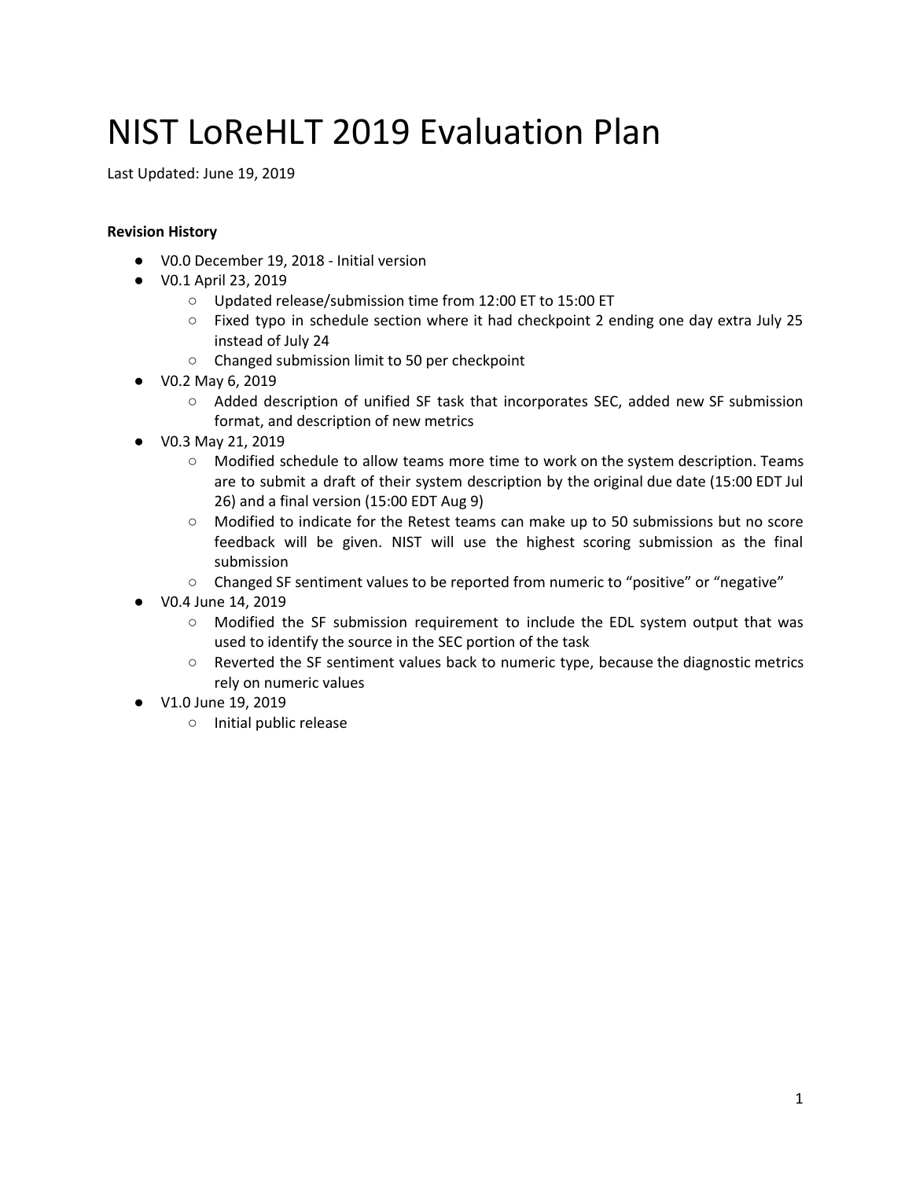# NIST LoReHLT 2019 Evaluation Plan

Last Updated: June 19, 2019

**Revision History**

- V0.0 December 19, 2018 - Initial version
- V0.1 April 23, 2019
  - Updated release/submission time from 12:00 ET to 15:00 ET
  - Fixed typo in schedule section where it had checkpoint 2 ending one day extra July 25 instead of July 24
  - Changed submission limit to 50 per checkpoint
- V0.2 May 6, 2019
  - Added description of unified SF task that incorporates SEC, added new SF submission format, and description of new metrics
- V0.3 May 21, 2019
  - Modified schedule to allow teams more time to work on the system description. Teams are to submit a draft of their system description by the original due date (15:00 EDT Jul 26) and a final version (15:00 EDT Aug 9)
  - Modified to indicate for the Retest teams can make up to 50 submissions but no score feedback will be given. NIST will use the highest scoring submission as the final submission
  - Changed SF sentiment values to be reported from numeric to “positive” or “negative”
- V0.4 June 14, 2019
  - Modified the SF submission requirement to include the EDL system output that was used to identify the source in the SEC portion of the task
  - Reverted the SF sentiment values back to numeric type, because the diagnostic metrics rely on numeric values
- V1.0 June 19, 2019
  - Initial public release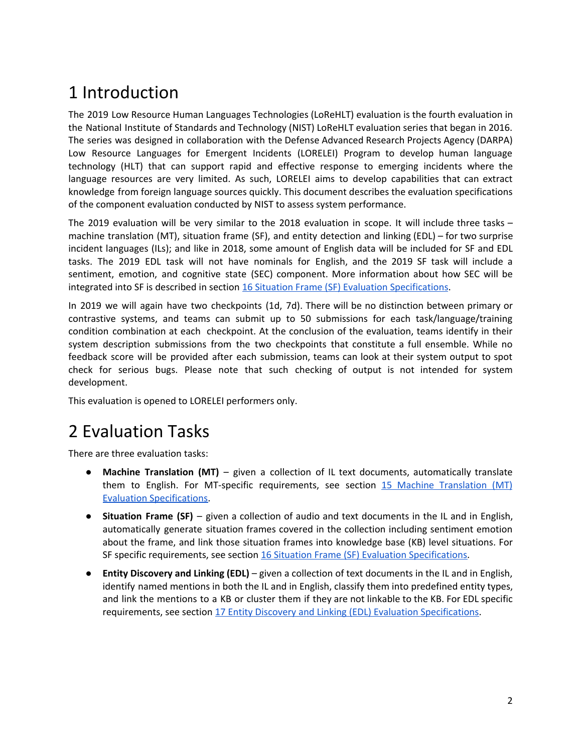# 1 Introduction

The 2019 Low Resource Human Languages Technologies (LoReHLT) evaluation is the fourth evaluation in the National Institute of Standards and Technology (NIST) LoReHLT evaluation series that began in 2016. The series was designed in collaboration with the Defense Advanced Research Projects Agency (DARPA) Low Resource Languages for Emergent Incidents (LORELEI) Program to develop human language technology (HLT) that can support rapid and effective response to emerging incidents where the language resources are very limited. As such, LORELEI aims to develop capabilities that can extract knowledge from foreign language sources quickly. This document describes the evaluation specifications of the component evaluation conducted by NIST to assess system performance.

The 2019 evaluation will be very similar to the 2018 evaluation in scope. It will include three tasks – machine translation (MT), situation frame (SF), and entity detection and linking (EDL) – for two surprise incident languages (ILs); and like in 2018, some amount of English data will be included for SF and EDL tasks. The 2019 EDL task will not have nominals for English, and the 2019 SF task will include a sentiment, emotion, and cognitive state (SEC) component. More information about how SEC will be integrated into SF is described in section 16 Situation Frame (SF) Evaluation Specifications.

In 2019 we will again have two checkpoints (1d, 7d). There will be no distinction between primary or contrastive systems, and teams can submit up to 50 submissions for each task/language/training condition combination at each checkpoint. At the conclusion of the evaluation, teams identify in their system description submissions from the two checkpoints that constitute a full ensemble. While no feedback score will be provided after each submission, teams can look at their system output to spot check for serious bugs. Please note that such checking of output is not intended for system development.

This evaluation is opened to LORELEI performers only.

# 2 Evaluation Tasks

There are three evaluation tasks:

- **Machine Translation (MT)** – given a collection of IL text documents, automatically translate them to English. For MT-specific requirements, see section 15 Machine Translation (MT) Evaluation Specifications.
- **Situation Frame (SF)** – given a collection of audio and text documents in the IL and in English, automatically generate situation frames covered in the collection including sentiment emotion about the frame, and link those situation frames into knowledge base (KB) level situations. For SF specific requirements, see section 16 Situation Frame (SF) Evaluation Specifications.
- **Entity Discovery and Linking (EDL)** – given a collection of text documents in the IL and in English, identify named mentions in both the IL and in English, classify them into predefined entity types, and link the mentions to a KB or cluster them if they are not linkable to the KB. For EDL specific requirements, see section 17 Entity Discovery and Linking (EDL) Evaluation Specifications.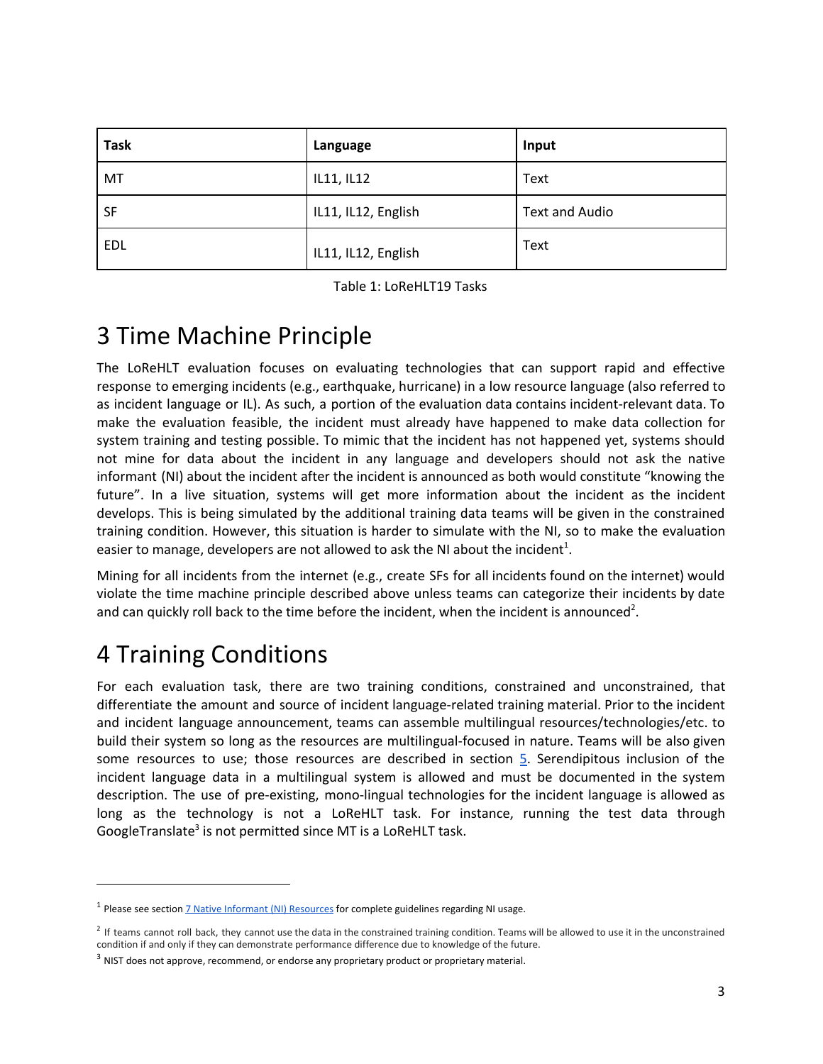| Task | Language | Input |
| --- | --- | --- |
| MT | IL11, IL12 | Text |
| SF | IL11, IL12, English | Text and Audio |
| EDL | IL11, IL12, English | Text |

Table 1: LoReHLT19 Tasks

# 3 Time Machine Principle

The LoReHLT evaluation focuses on evaluating technologies that can support rapid and effective response to emerging incidents (e.g., earthquake, hurricane) in a low resource language (also referred to as incident language or IL). As such, a portion of the evaluation data contains incident-relevant data. To make the evaluation feasible, the incident must already have happened to make data collection for system training and testing possible. To mimic that the incident has not happened yet, systems should not mine for data about the incident in any language and developers should not ask the native informant (NI) about the incident after the incident is announced as both would constitute "knowing the future". In a live situation, systems will get more information about the incident as the incident develops. This is being simulated by the additional training data teams will be given in the constrained training condition. However, this situation is harder to simulate with the NI, so to make the evaluation easier to manage, developers are not allowed to ask the NI about the incident[1].

Mining for all incidents from the internet (e.g., create SFs for all incidents found on the internet) would violate the time machine principle described above unless teams can categorize their incidents by date and can quickly roll back to the time before the incident, when the incident is announced[2].

# 4 Training Conditions

For each evaluation task, there are two training conditions, constrained and unconstrained, that differentiate the amount and source of incident language-related training material. Prior to the incident and incident language announcement, teams can assemble multilingual resources/technologies/etc. to build their system so long as the resources are multilingual-focused in nature. Teams will be also given some resources to use; those resources are described in section 5. Serendipitous inclusion of the incident language data in a multilingual system is allowed and must be documented in the system description. The use of pre-existing, mono-lingual technologies for the incident language is allowed as long as the technology is not a LoReHLT task. For instance, running the test data through GoogleTranslate[3] is not permitted since MT is a LoReHLT task.

---

[1] Please see section 7 Native Informant (NI) Resources for complete guidelines regarding NI usage.

[2] If teams cannot roll back, they cannot use the data in the constrained training condition. Teams will be allowed to use it in the unconstrained condition if and only if they can demonstrate performance difference due to knowledge of the future.

[3] NIST does not approve, recommend, or endorse any proprietary product or proprietary material.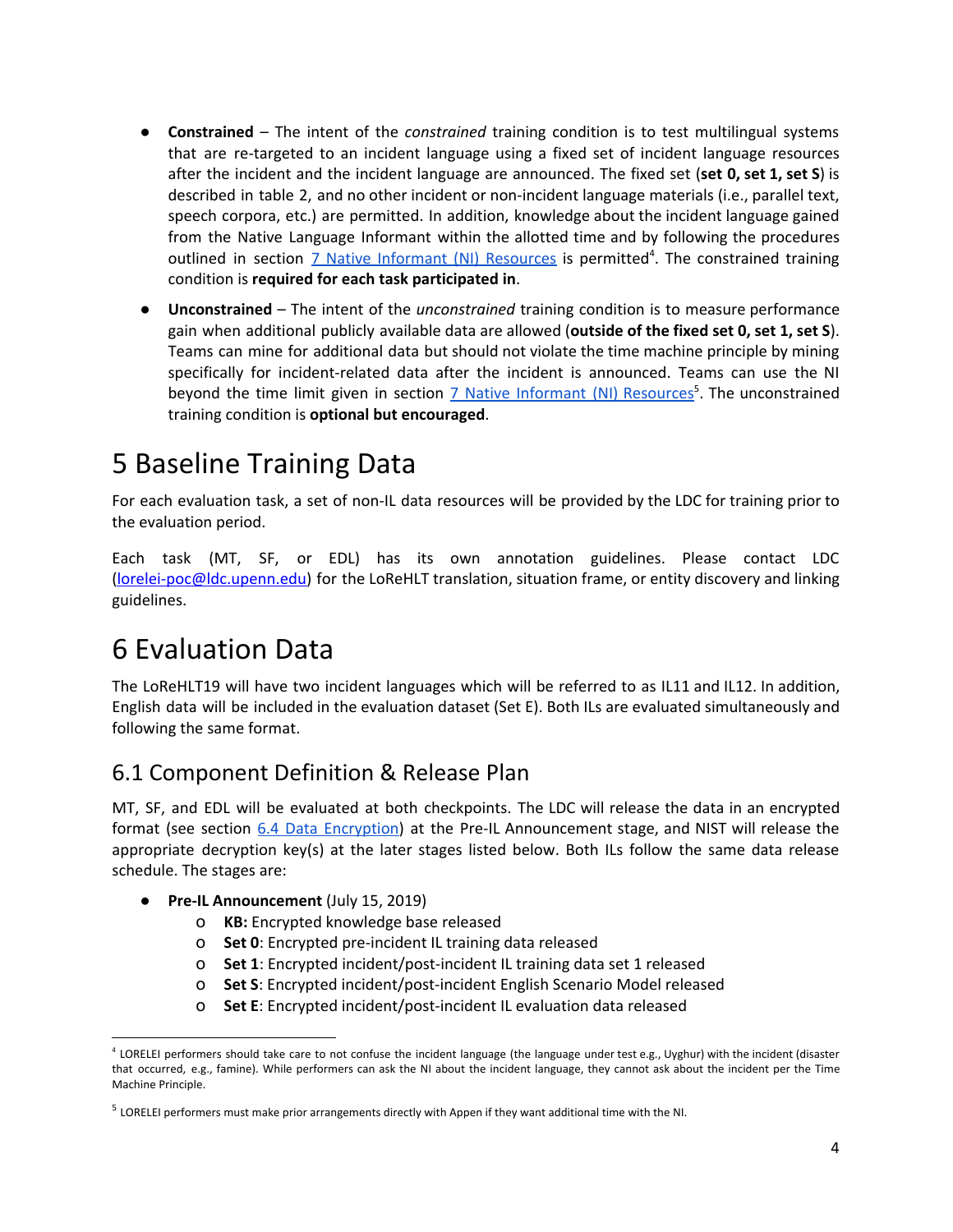- **Constrained** – The intent of the *constrained* training condition is to test multilingual systems that are re-targeted to an incident language using a fixed set of incident language resources after the incident and the incident language are announced. The fixed set (**set 0, set 1, set S**) is described in table 2, and no other incident or non-incident language materials (i.e., parallel text, speech corpora, etc.) are permitted. In addition, knowledge about the incident language gained from the Native Language Informant within the allotted time and by following the procedures outlined in section 7 Native Informant (NI) Resources is permitted[4]. The constrained training condition is **required for each task participated in**.
- **Unconstrained** – The intent of the *unconstrained* training condition is to measure performance gain when additional publicly available data are allowed (**outside of the fixed set 0, set 1, set S**). Teams can mine for additional data but should not violate the time machine principle by mining specifically for incident-related data after the incident is announced. Teams can use the NI beyond the time limit given in section 7 Native Informant (NI) Resources[5]. The unconstrained training condition is **optional but encouraged**.

# 5 Baseline Training Data

For each evaluation task, a set of non-IL data resources will be provided by the LDC for training prior to the evaluation period.

Each task (MT, SF, or EDL) has its own annotation guidelines. Please contact LDC (lorelei-poc@ldc.upenn.edu) for the LoReHLT translation, situation frame, or entity discovery and linking guidelines.

# 6 Evaluation Data

The LoReHLT19 will have two incident languages which will be referred to as IL11 and IL12. In addition, English data will be included in the evaluation dataset (Set E). Both ILs are evaluated simultaneously and following the same format.

## 6.1 Component Definition & Release Plan

MT, SF, and EDL will be evaluated at both checkpoints. The LDC will release the data in an encrypted format (see section 6.4 Data Encryption) at the Pre-IL Announcement stage, and NIST will release the appropriate decryption key(s) at the later stages listed below. Both ILs follow the same data release schedule. The stages are:

- **Pre-IL Announcement** (July 15, 2019)
  - **KB:** Encrypted knowledge base released
  - **Set 0**: Encrypted pre-incident IL training data released
  - **Set 1**: Encrypted incident/post-incident IL training data set 1 released
  - **Set S**: Encrypted incident/post-incident English Scenario Model released
  - **Set E**: Encrypted incident/post-incident IL evaluation data released

[4] LORELEI performers should take care to not confuse the incident language (the language under test e.g., Uyghur) with the incident (disaster that occurred, e.g., famine). While performers can ask the NI about the incident language, they cannot ask about the incident per the Time Machine Principle.

[5] LORELEI performers must make prior arrangements directly with Appen if they want additional time with the NI.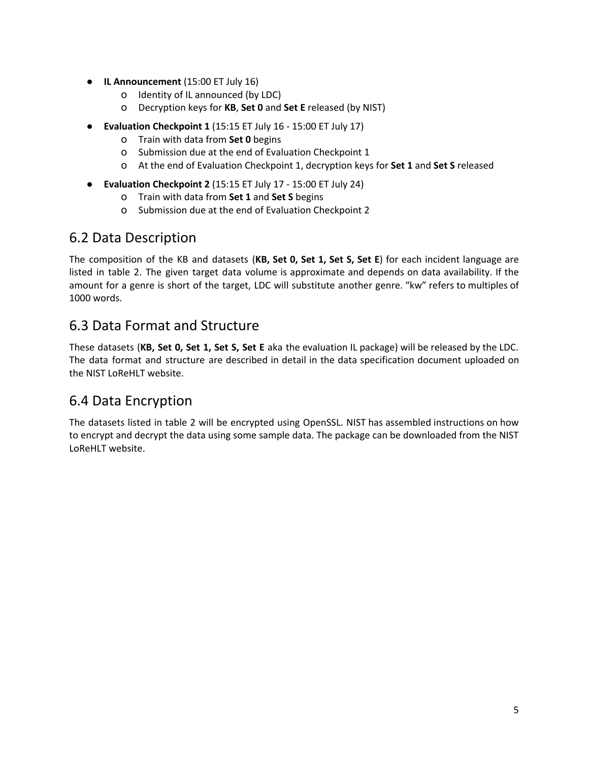- **IL Announcement** (15:00 ET July 16)
    - Identity of IL announced (by LDC)
    - Decryption keys for **KB**, **Set 0** and **Set E** released (by NIST)
- **Evaluation Checkpoint 1** (15:15 ET July 16 - 15:00 ET July 17)
    - Train with data from **Set 0** begins
    - Submission due at the end of Evaluation Checkpoint 1
    - At the end of Evaluation Checkpoint 1, decryption keys for **Set 1** and **Set S** released
- **Evaluation Checkpoint 2** (15:15 ET July 17 - 15:00 ET July 24)
    - Train with data from **Set 1** and **Set S** begins
    - Submission due at the end of Evaluation Checkpoint 2

## 6.2 Data Description

The composition of the KB and datasets (**KB, Set 0, Set 1, Set S, Set E**) for each incident language are listed in table 2. The given target data volume is approximate and depends on data availability. If the amount for a genre is short of the target, LDC will substitute another genre. "kw" refers to multiples of 1000 words.

## 6.3 Data Format and Structure

These datasets (**KB, Set 0, Set 1, Set S, Set E** aka the evaluation IL package) will be released by the LDC. The data format and structure are described in detail in the data specification document uploaded on the NIST LoReHLT website.

## 6.4 Data Encryption

The datasets listed in table 2 will be encrypted using OpenSSL. NIST has assembled instructions on how to encrypt and decrypt the data using some sample data. The package can be downloaded from the NIST LoReHLT website.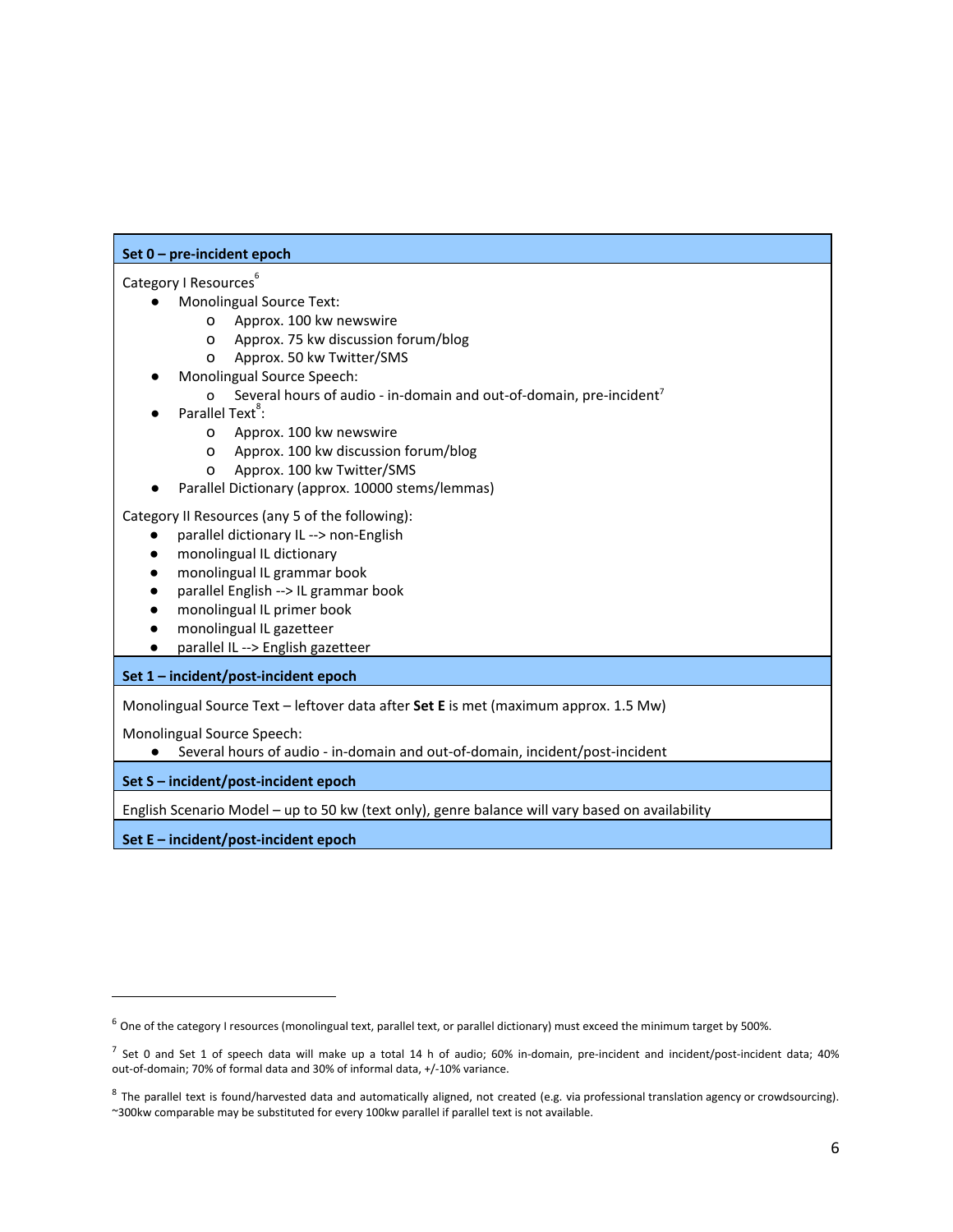**Set 0 – pre-incident epoch**

Category I Resources[6]

- Monolingual Source Text:
  - Approx. 100 kw newswire
  - Approx. 75 kw discussion forum/blog
  - Approx. 50 kw Twitter/SMS
- Monolingual Source Speech:
  - Several hours of audio - in-domain and out-of-domain, pre-incident[7]
- Parallel Text[8]:
  - Approx. 100 kw newswire
  - Approx. 100 kw discussion forum/blog
  - Approx. 100 kw Twitter/SMS
- Parallel Dictionary (approx. 10000 stems/lemmas)

Category II Resources (any 5 of the following):

- parallel dictionary IL --> non-English
- monolingual IL dictionary
- monolingual IL grammar book
- parallel English --> IL grammar book
- monolingual IL primer book
- monolingual IL gazetteer
- parallel IL --> English gazetteer

**Set 1 – incident/post-incident epoch**

Monolingual Source Text – leftover data after **Set E** is met (maximum approx. 1.5 Mw)

Monolingual Source Speech:

- Several hours of audio - in-domain and out-of-domain, incident/post-incident

**Set S – incident/post-incident epoch**

English Scenario Model – up to 50 kw (text only), genre balance will vary based on availability

**Set E – incident/post-incident epoch**

---

[6] One of the category I resources (monolingual text, parallel text, or parallel dictionary) must exceed the minimum target by 500%.

[7] Set 0 and Set 1 of speech data will make up a total 14 h of audio; 60% in-domain, pre-incident and incident/post-incident data; 40% out-of-domain; 70% of formal data and 30% of informal data, +/-10% variance.

[8] The parallel text is found/harvested data and automatically aligned, not created (e.g. via professional translation agency or crowdsourcing). ~300kw comparable may be substituted for every 100kw parallel if parallel text is not available.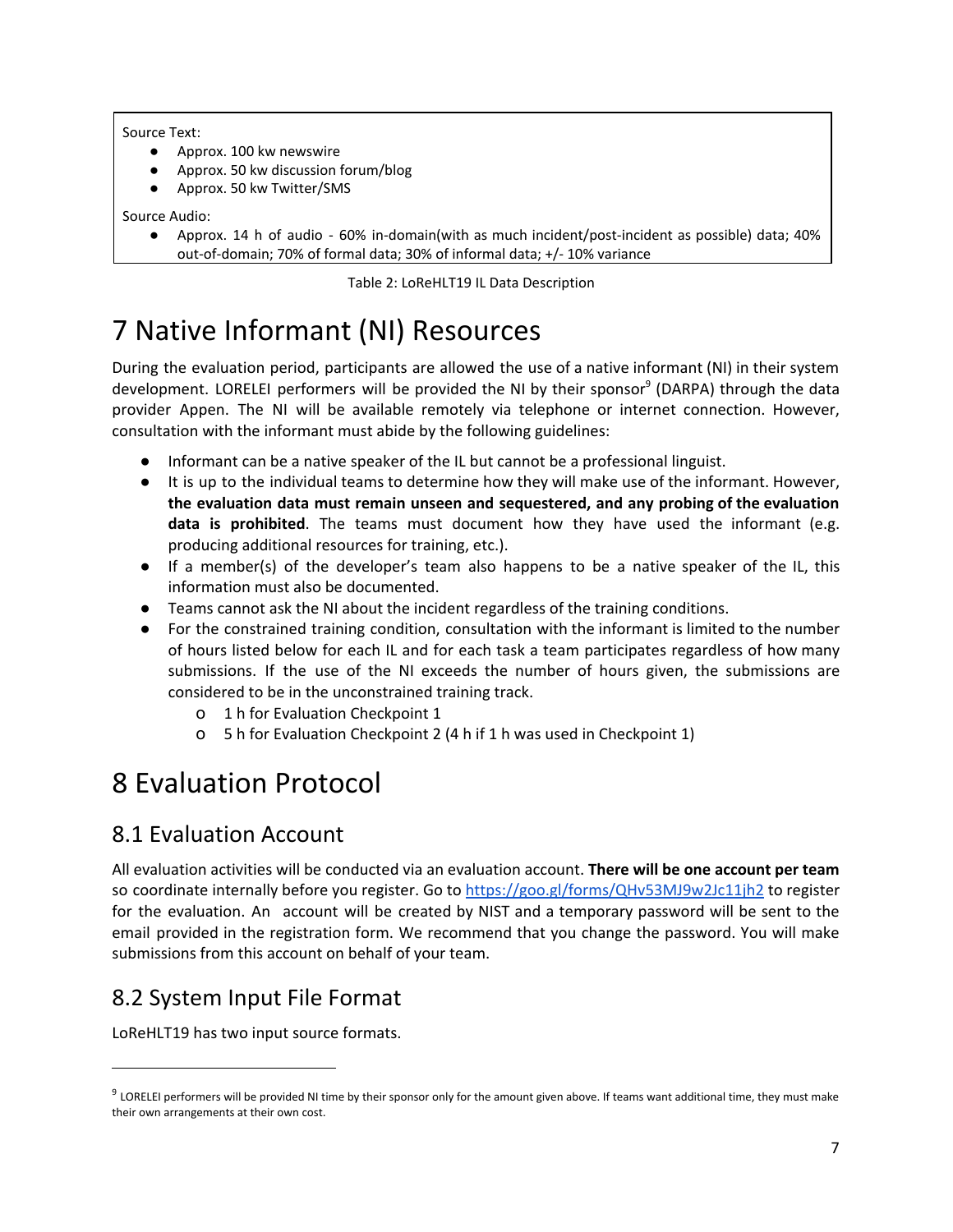Source Text:

- Approx. 100 kw newswire
- Approx. 50 kw discussion forum/blog
- Approx. 50 kw Twitter/SMS

Source Audio:

- Approx. 14 h of audio - 60% in-domain(with as much incident/post-incident as possible) data; 40% out-of-domain; 70% of formal data; 30% of informal data; +/- 10% variance

Table 2: LoReHLT19 IL Data Description

# 7 Native Informant (NI) Resources

During the evaluation period, participants are allowed the use of a native informant (NI) in their system development. LORELEI performers will be provided the NI by their sponsor[9] (DARPA) through the data provider Appen. The NI will be available remotely via telephone or internet connection. However, consultation with the informant must abide by the following guidelines:

- Informant can be a native speaker of the IL but cannot be a professional linguist.
- It is up to the individual teams to determine how they will make use of the informant. However, **the evaluation data must remain unseen and sequestered, and any probing of the evaluation data is prohibited**. The teams must document how they have used the informant (e.g. producing additional resources for training, etc.).
- If a member(s) of the developer's team also happens to be a native speaker of the IL, this information must also be documented.
- Teams cannot ask the NI about the incident regardless of the training conditions.
- For the constrained training condition, consultation with the informant is limited to the number of hours listed below for each IL and for each task a team participates regardless of how many submissions. If the use of the NI exceeds the number of hours given, the submissions are considered to be in the unconstrained training track.
  - 1 h for Evaluation Checkpoint 1
  - 5 h for Evaluation Checkpoint 2 (4 h if 1 h was used in Checkpoint 1)

# 8 Evaluation Protocol

## 8.1 Evaluation Account

All evaluation activities will be conducted via an evaluation account. **There will be one account per team** so coordinate internally before you register. Go to https://goo.gl/forms/QHv53MJ9w2Jc11jh2 to register for the evaluation. An account will be created by NIST and a temporary password will be sent to the email provided in the registration form. We recommend that you change the password. You will make submissions from this account on behalf of your team.

## 8.2 System Input File Format

LoReHLT19 has two input source formats.

[9] LORELEI performers will be provided NI time by their sponsor only for the amount given above. If teams want additional time, they must make their own arrangements at their own cost.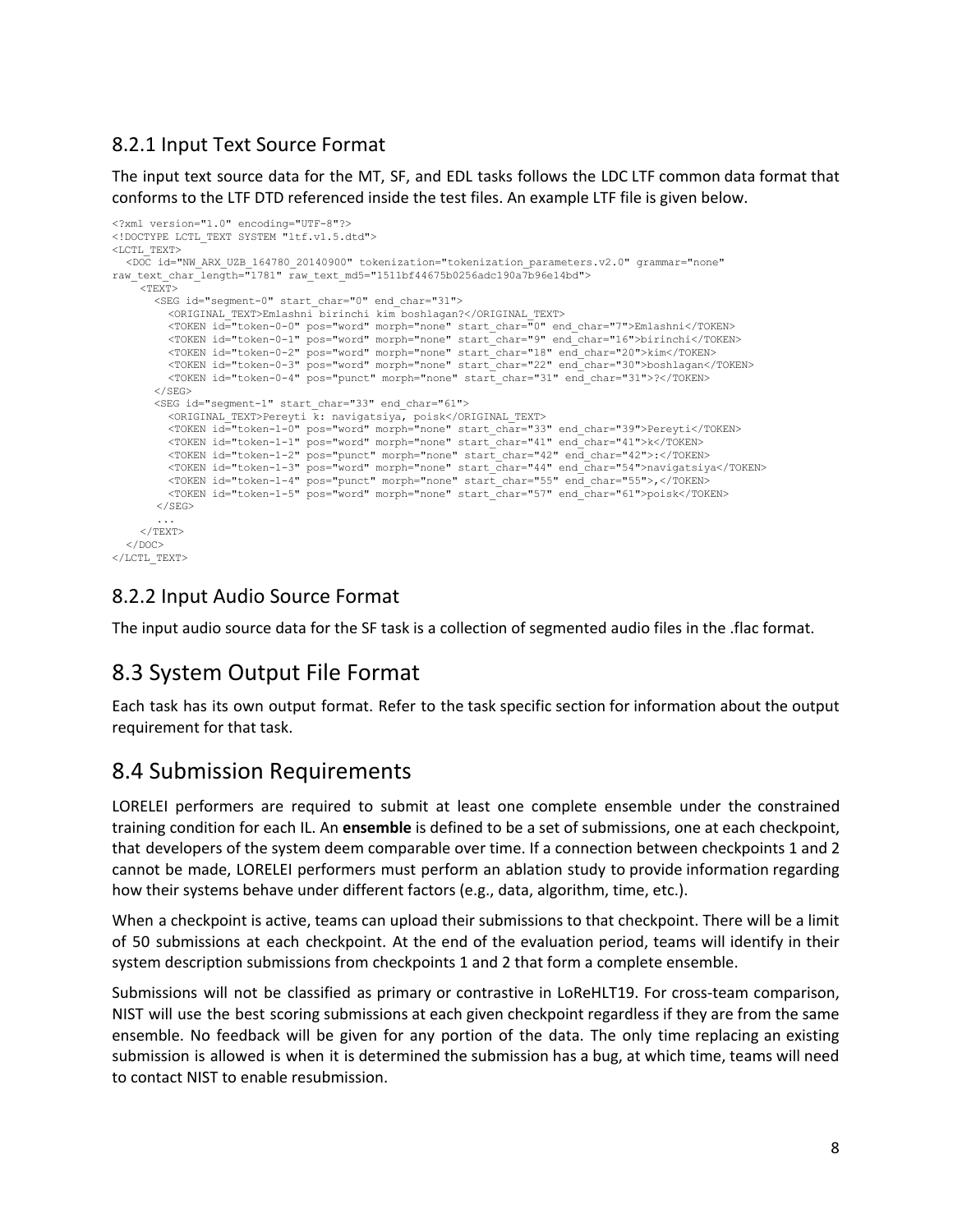### 8.2.1 Input Text Source Format

The input text source data for the MT, SF, and EDL tasks follows the LDC LTF common data format that conforms to the LTF DTD referenced inside the test files. An example LTF file is given below.

```
<?xml version="1.0" encoding="UTF-8"?>
<!DOCTYPE LCTL_TEXT SYSTEM "ltf.v1.5.dtd">
<LCTL_TEXT>
  <DOC id="NW_ARX_UZB_164780_20140900" tokenization="tokenization_parameters.v2.0" grammar="none"
raw_text_char_length="1781" raw_text_md5="1511bf44675b0256adc190a7b96e14bd">
    <TEXT>
      <SEG id="segment-0" start_char="0" end_char="31">
        <ORIGINAL_TEXT>Emlashni birinchi kim boshlagan?</ORIGINAL_TEXT>
        <TOKEN id="token-0-0" pos="word" morph="none" start_char="0" end_char="7">Emlashni</TOKEN>
        <TOKEN id="token-0-1" pos="word" morph="none" start_char="9" end_char="16">birinchi</TOKEN>
        <TOKEN id="token-0-2" pos="word" morph="none" start_char="18" end_char="20">kim</TOKEN>
        <TOKEN id="token-0-3" pos="word" morph="none" start_char="22" end_char="30">boshlagan</TOKEN>
        <TOKEN id="token-0-4" pos="punct" morph="none" start_char="31" end_char="31">?</TOKEN>
      </SEG>
      <SEG id="segment-1" start_char="33" end_char="61">
        <ORIGINAL_TEXT>Pereyti k: navigatsiya, poisk</ORIGINAL_TEXT>
        <TOKEN id="token-1-0" pos="word" morph="none" start_char="33" end_char="39">Pereyti</TOKEN>
        <TOKEN id="token-1-1" pos="word" morph="none" start_char="41" end_char="41">k</TOKEN>
        <TOKEN id="token-1-2" pos="punct" morph="none" start_char="42" end_char="42">:</TOKEN>
        <TOKEN id="token-1-3" pos="word" morph="none" start_char="44" end_char="54">navigatsiya</TOKEN>
        <TOKEN id="token-1-4" pos="punct" morph="none" start_char="55" end_char="55">,</TOKEN>
        <TOKEN id="token-1-5" pos="word" morph="none" start_char="57" end_char="61">poisk</TOKEN>
      </SEG>
      ...
    </TEXT>
  </DOC>
</LCTL_TEXT>
```

### 8.2.2 Input Audio Source Format

The input audio source data for the SF task is a collection of segmented audio files in the .flac format.

## 8.3 System Output File Format

Each task has its own output format. Refer to the task specific section for information about the output requirement for that task.

## 8.4 Submission Requirements

LORELEI performers are required to submit at least one complete ensemble under the constrained training condition for each IL. An **ensemble** is defined to be a set of submissions, one at each checkpoint, that developers of the system deem comparable over time. If a connection between checkpoints 1 and 2 cannot be made, LORELEI performers must perform an ablation study to provide information regarding how their systems behave under different factors (e.g., data, algorithm, time, etc.).

When a checkpoint is active, teams can upload their submissions to that checkpoint. There will be a limit of 50 submissions at each checkpoint. At the end of the evaluation period, teams will identify in their system description submissions from checkpoints 1 and 2 that form a complete ensemble.

Submissions will not be classified as primary or contrastive in LoReHLT19. For cross-team comparison, NIST will use the best scoring submissions at each given checkpoint regardless if they are from the same ensemble. No feedback will be given for any portion of the data. The only time replacing an existing submission is allowed is when it is determined the submission has a bug, at which time, teams will need to contact NIST to enable resubmission.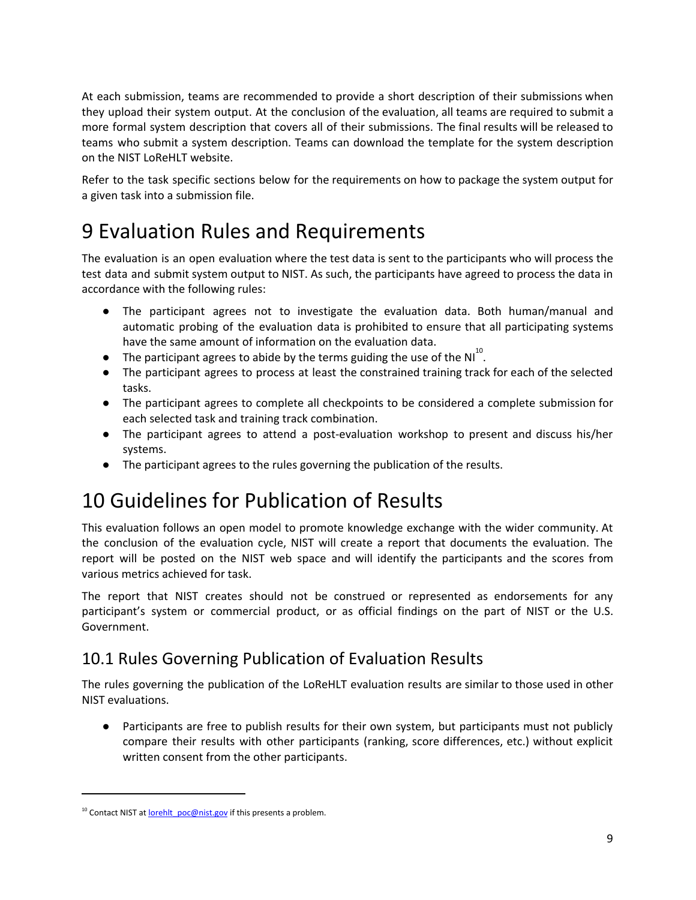At each submission, teams are recommended to provide a short description of their submissions when they upload their system output. At the conclusion of the evaluation, all teams are required to submit a more formal system description that covers all of their submissions. The final results will be released to teams who submit a system description. Teams can download the template for the system description on the NIST LoReHLT website.

Refer to the task specific sections below for the requirements on how to package the system output for a given task into a submission file.

# 9 Evaluation Rules and Requirements

The evaluation is an open evaluation where the test data is sent to the participants who will process the test data and submit system output to NIST. As such, the participants have agreed to process the data in accordance with the following rules:

- The participant agrees not to investigate the evaluation data. Both human/manual and automatic probing of the evaluation data is prohibited to ensure that all participating systems have the same amount of information on the evaluation data.
- The participant agrees to abide by the terms guiding the use of the NI[10].
- The participant agrees to process at least the constrained training track for each of the selected tasks.
- The participant agrees to complete all checkpoints to be considered a complete submission for each selected task and training track combination.
- The participant agrees to attend a post-evaluation workshop to present and discuss his/her systems.
- The participant agrees to the rules governing the publication of the results.

# 10 Guidelines for Publication of Results

This evaluation follows an open model to promote knowledge exchange with the wider community. At the conclusion of the evaluation cycle, NIST will create a report that documents the evaluation. The report will be posted on the NIST web space and will identify the participants and the scores from various metrics achieved for task.

The report that NIST creates should not be construed or represented as endorsements for any participant's system or commercial product, or as official findings on the part of NIST or the U.S. Government.

## 10.1 Rules Governing Publication of Evaluation Results

The rules governing the publication of the LoReHLT evaluation results are similar to those used in other NIST evaluations.

- Participants are free to publish results for their own system, but participants must not publicly compare their results with other participants (ranking, score differences, etc.) without explicit written consent from the other participants.

[10] Contact NIST at lorehlt_poc@nist.gov if this presents a problem.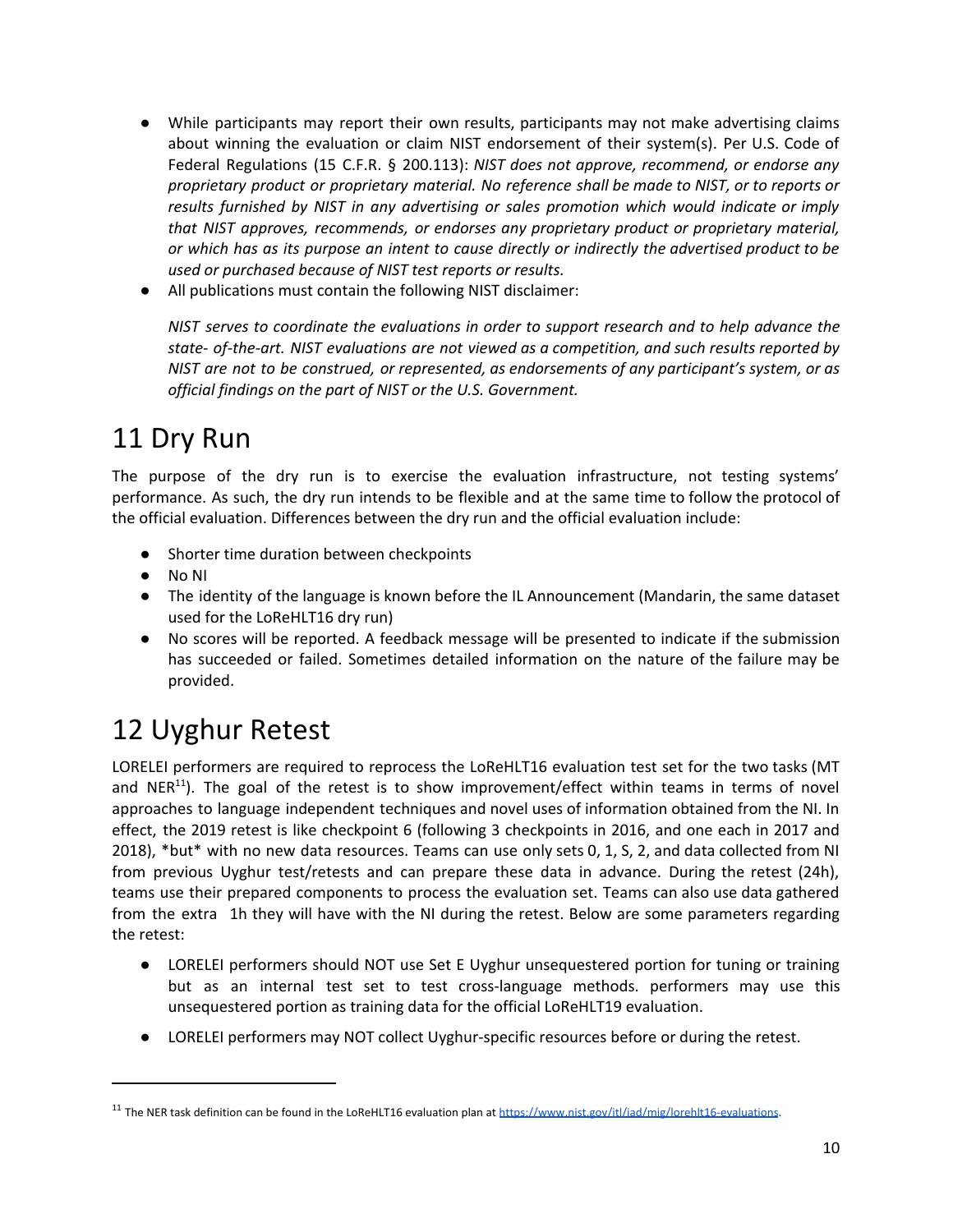- While participants may report their own results, participants may not make advertising claims about winning the evaluation or claim NIST endorsement of their system(s). Per U.S. Code of Federal Regulations (15 C.F.R. § 200.113): *NIST does not approve, recommend, or endorse any proprietary product or proprietary material. No reference shall be made to NIST, or to reports or results furnished by NIST in any advertising or sales promotion which would indicate or imply that NIST approves, recommends, or endorses any proprietary product or proprietary material, or which has as its purpose an intent to cause directly or indirectly the advertised product to be used or purchased because of NIST test reports or results.*
- All publications must contain the following NIST disclaimer:

  *NIST serves to coordinate the evaluations in order to support research and to help advance the state- of-the-art. NIST evaluations are not viewed as a competition, and such results reported by NIST are not to be construed, or represented, as endorsements of any participant's system, or as official findings on the part of NIST or the U.S. Government.*

# 11 Dry Run

The purpose of the dry run is to exercise the evaluation infrastructure, not testing systems' performance. As such, the dry run intends to be flexible and at the same time to follow the protocol of the official evaluation. Differences between the dry run and the official evaluation include:

- Shorter time duration between checkpoints
- No NI
- The identity of the language is known before the IL Announcement (Mandarin, the same dataset used for the LoReHLT16 dry run)
- No scores will be reported. A feedback message will be presented to indicate if the submission has succeeded or failed. Sometimes detailed information on the nature of the failure may be provided.

# 12 Uyghur Retest

LORELEI performers are required to reprocess the LoReHLT16 evaluation test set for the two tasks (MT and NER[11]). The goal of the retest is to show improvement/effect within teams in terms of novel approaches to language independent techniques and novel uses of information obtained from the NI. In effect, the 2019 retest is like checkpoint 6 (following 3 checkpoints in 2016, and one each in 2017 and 2018), *but* with no new data resources. Teams can use only sets 0, 1, S, 2, and data collected from NI from previous Uyghur test/retests and can prepare these data in advance. During the retest (24h), teams use their prepared components to process the evaluation set. Teams can also use data gathered from the extra 1h they will have with the NI during the retest. Below are some parameters regarding the retest:

- LORELEI performers should NOT use Set E Uyghur unsequestered portion for tuning or training but as an internal test set to test cross-language methods. performers may use this unsequestered portion as training data for the official LoReHLT19 evaluation.
- LORELEI performers may NOT collect Uyghur-specific resources before or during the retest.

[11] The NER task definition can be found in the LoReHLT16 evaluation plan at https://www.nist.gov/itl/iad/mig/lorehlt16-evaluations.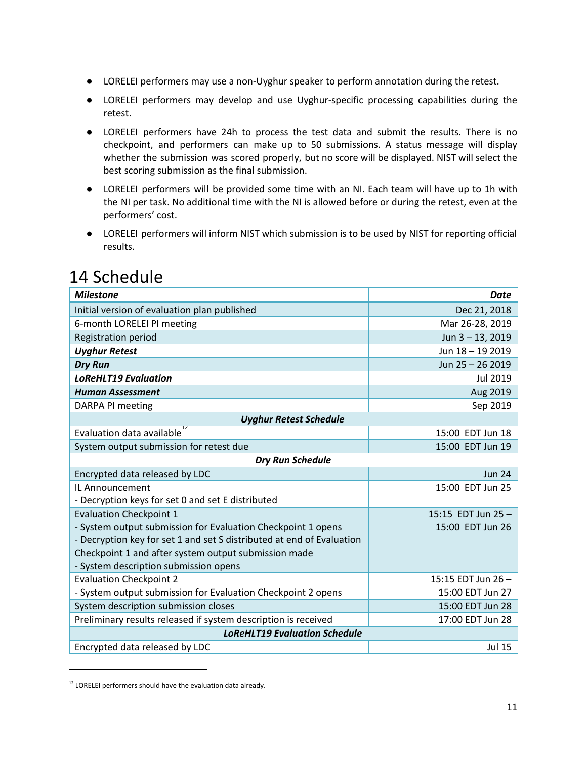- LORELEI performers may use a non-Uyghur speaker to perform annotation during the retest.
- LORELEI performers may develop and use Uyghur-specific processing capabilities during the retest.
- LORELEI performers have 24h to process the test data and submit the results. There is no checkpoint, and performers can make up to 50 submissions. A status message will display whether the submission was scored properly, but no score will be displayed. NIST will select the best scoring submission as the final submission.
- LORELEI performers will be provided some time with an NI. Each team will have up to 1h with the NI per task. No additional time with the NI is allowed before or during the retest, even at the performers' cost.
- LORELEI performers will inform NIST which submission is to be used by NIST for reporting official results.

# 14 Schedule

| ***Milestone*** | ***Date*** |
|---|---|
| Initial version of evaluation plan published | Dec 21, 2018 |
| 6-month LORELEI PI meeting | Mar 26-28, 2019 |
| Registration period | Jun 3 – 13, 2019 |
| ***Uyghur Retest*** | Jun 18 – 19 2019 |
| ***Dry Run*** | Jun 25 – 26 2019 |
| ***LoReHLT19 Evaluation*** | Jul 2019 |
| ***Human Assessment*** | Aug 2019 |
| DARPA PI meeting | Sep 2019 |
| ***Uyghur Retest Schedule*** | |
| Evaluation data available[12] | 15:00 EDT Jun 18 |
| System output submission for retest due | 15:00 EDT Jun 19 |
| ***Dry Run Schedule*** | |
| Encrypted data released by LDC | Jun 24 |
| IL Announcement<br>- Decryption keys for set 0 and set E distributed | 15:00 EDT Jun 25 |
| Evaluation Checkpoint 1<br>- System output submission for Evaluation Checkpoint 1 opens<br>- Decryption key for set 1 and set S distributed at end of Evaluation Checkpoint 1 and after system output submission made<br>- System description submission opens | 15:15 EDT Jun 25 – 15:00 EDT Jun 26 |
| Evaluation Checkpoint 2<br>- System output submission for Evaluation Checkpoint 2 opens | 15:15 EDT Jun 26 – 15:00 EDT Jun 27 |
| System description submission closes | 15:00 EDT Jun 28 |
| Preliminary results released if system description is received | 17:00 EDT Jun 28 |
| ***LoReHLT19 Evaluation Schedule*** | |
| Encrypted data released by LDC | Jul 15 |

[12] LORELEI performers should have the evaluation data already.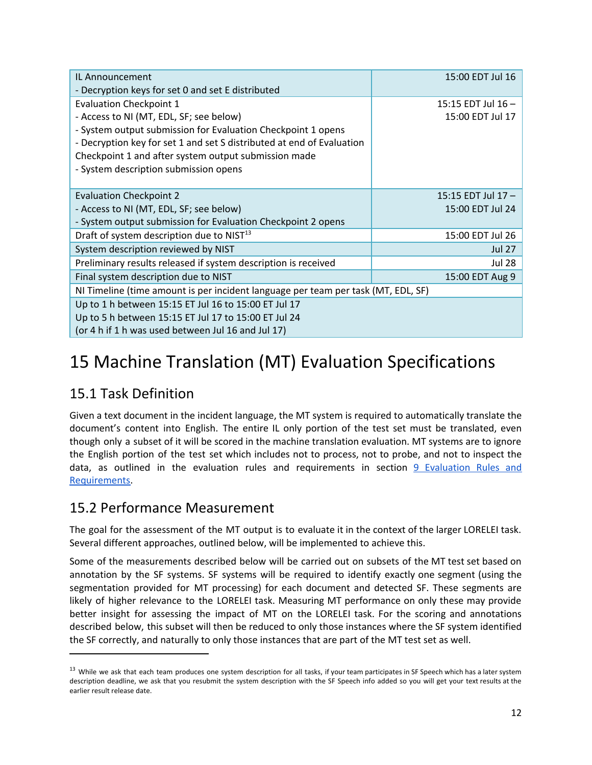| | |
|---|---|
| IL Announcement<br>- Decryption keys for set 0 and set E distributed | 15:00 EDT Jul 16 |
| Evaluation Checkpoint 1<br>- Access to NI (MT, EDL, SF; see below)<br>- System output submission for Evaluation Checkpoint 1 opens<br>- Decryption key for set 1 and set S distributed at end of Evaluation Checkpoint 1 and after system output submission made<br>- System description submission opens | 15:15 EDT Jul 16 – 15:00 EDT Jul 17 |
| Evaluation Checkpoint 2<br>- Access to NI (MT, EDL, SF; see below)<br>- System output submission for Evaluation Checkpoint 2 opens | 15:15 EDT Jul 17 – 15:00 EDT Jul 24 |
| Draft of system description due to NIST[13] | 15:00 EDT Jul 26 |
| System description reviewed by NIST | Jul 27 |
| Preliminary results released if system description is received | Jul 28 |
| Final system description due to NIST | 15:00 EDT Aug 9 |
| NI Timeline (time amount is per incident language per team per task (MT, EDL, SF) | |
| Up to 1 h between 15:15 ET Jul 16 to 15:00 ET Jul 17<br>Up to 5 h between 15:15 ET Jul 17 to 15:00 ET Jul 24<br>(or 4 h if 1 h was used between Jul 16 and Jul 17) | |

# 15 Machine Translation (MT) Evaluation Specifications

## 15.1 Task Definition

Given a text document in the incident language, the MT system is required to automatically translate the document's content into English. The entire IL only portion of the test set must be translated, even though only a subset of it will be scored in the machine translation evaluation. MT systems are to ignore the English portion of the test set which includes not to process, not to probe, and not to inspect the data, as outlined in the evaluation rules and requirements in section 9 Evaluation Rules and Requirements.

## 15.2 Performance Measurement

The goal for the assessment of the MT output is to evaluate it in the context of the larger LORELEI task. Several different approaches, outlined below, will be implemented to achieve this.

Some of the measurements described below will be carried out on subsets of the MT test set based on annotation by the SF systems. SF systems will be required to identify exactly one segment (using the segmentation provided for MT processing) for each document and detected SF. These segments are likely of higher relevance to the LORELEI task. Measuring MT performance on only these may provide better insight for assessing the impact of MT on the LORELEI task. For the scoring and annotations described below, this subset will then be reduced to only those instances where the SF system identified the SF correctly, and naturally to only those instances that are part of the MT test set as well.

[13] While we ask that each team produces one system description for all tasks, if your team participates in SF Speech which has a later system description deadline, we ask that you resubmit the system description with the SF Speech info added so you will get your text results at the earlier result release date.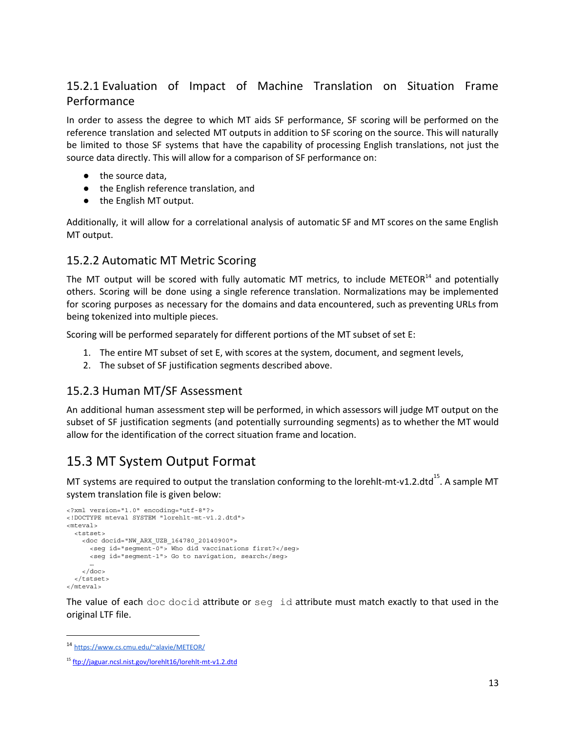### 15.2.1 Evaluation of Impact of Machine Translation on Situation Frame Performance

In order to assess the degree to which MT aids SF performance, SF scoring will be performed on the reference translation and selected MT outputs in addition to SF scoring on the source. This will naturally be limited to those SF systems that have the capability of processing English translations, not just the source data directly. This will allow for a comparison of SF performance on:

- the source data,
- the English reference translation, and
- the English MT output.

Additionally, it will allow for a correlational analysis of automatic SF and MT scores on the same English MT output.

### 15.2.2 Automatic MT Metric Scoring

The MT output will be scored with fully automatic MT metrics, to include METEOR[14] and potentially others. Scoring will be done using a single reference translation. Normalizations may be implemented for scoring purposes as necessary for the domains and data encountered, such as preventing URLs from being tokenized into multiple pieces.

Scoring will be performed separately for different portions of the MT subset of set E:

1. The entire MT subset of set E, with scores at the system, document, and segment levels,
2. The subset of SF justification segments described above.

### 15.2.3 Human MT/SF Assessment

An additional human assessment step will be performed, in which assessors will judge MT output on the subset of SF justification segments (and potentially surrounding segments) as to whether the MT would allow for the identification of the correct situation frame and location.

## 15.3 MT System Output Format

MT systems are required to output the translation conforming to the lorehlt-mt-v1.2.dtd[15]. A sample MT system translation file is given below:

```
<?xml version="1.0" encoding="utf-8"?>
<!DOCTYPE mteval SYSTEM "lorehlt-mt-v1.2.dtd">
<mteval>
  <tstset>
    <doc docid="NW_ARX_UZB_164780_20140900">
      <seg id="segment-0"> Who did vaccinations first?</seg>
      <seg id="segment-1"> Go to navigation, search</seg>
      …
    </doc>
  </tstset>
</mteval>
```

The value of each `doc docid` attribute or `seg id` attribute must match exactly to that used in the original LTF file.

---

[14] https://www.cs.cmu.edu/~alavie/METEOR/

[15] ftp://jaguar.ncsl.nist.gov/lorehlt16/lorehlt-mt-v1.2.dtd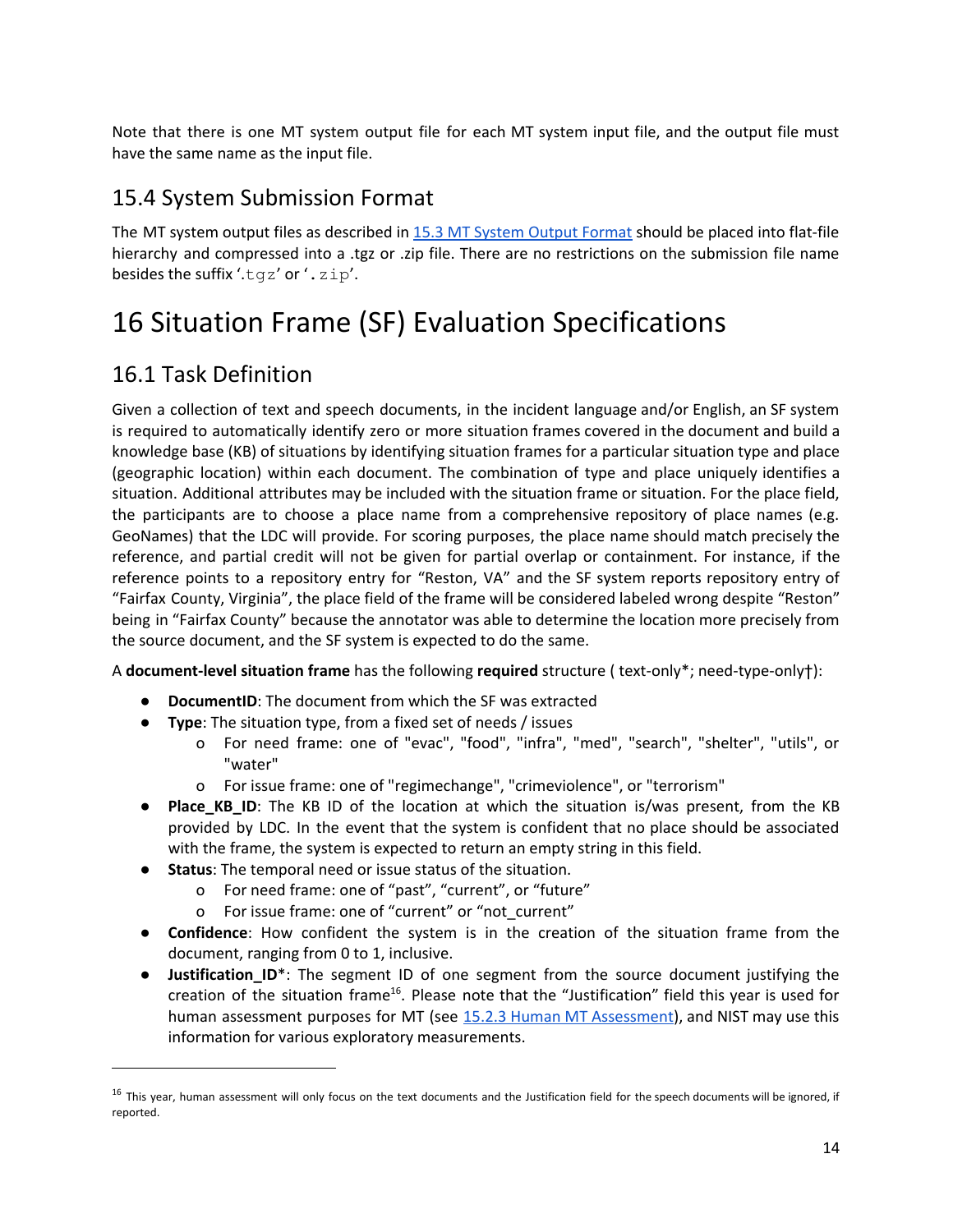Note that there is one MT system output file for each MT system input file, and the output file must have the same name as the input file.

## 15.4 System Submission Format

The MT system output files as described in 15.3 MT System Output Format should be placed into flat-file hierarchy and compressed into a .tgz or .zip file. There are no restrictions on the submission file name besides the suffix '.tgz' or '.zip'.

# 16 Situation Frame (SF) Evaluation Specifications

## 16.1 Task Definition

Given a collection of text and speech documents, in the incident language and/or English, an SF system is required to automatically identify zero or more situation frames covered in the document and build a knowledge base (KB) of situations by identifying situation frames for a particular situation type and place (geographic location) within each document. The combination of type and place uniquely identifies a situation. Additional attributes may be included with the situation frame or situation. For the place field, the participants are to choose a place name from a comprehensive repository of place names (e.g. GeoNames) that the LDC will provide. For scoring purposes, the place name should match precisely the reference, and partial credit will not be given for partial overlap or containment. For instance, if the reference points to a repository entry for "Reston, VA" and the SF system reports repository entry of "Fairfax County, Virginia", the place field of the frame will be considered labeled wrong despite "Reston" being in "Fairfax County" because the annotator was able to determine the location more precisely from the source document, and the SF system is expected to do the same.

A **document-level situation frame** has the following **required** structure ( text-only*; need-type-only†):

- **DocumentID**: The document from which the SF was extracted
- **Type**: The situation type, from a fixed set of needs / issues
    - For need frame: one of "evac", "food", "infra", "med", "search", "shelter", "utils", or "water"
    - For issue frame: one of "regimechange", "crimeviolence", or "terrorism"
- **Place_KB_ID**: The KB ID of the location at which the situation is/was present, from the KB provided by LDC. In the event that the system is confident that no place should be associated with the frame, the system is expected to return an empty string in this field.
- **Status**: The temporal need or issue status of the situation.
    - For need frame: one of "past", "current", or "future"
    - For issue frame: one of "current" or "not_current"
- **Confidence**: How confident the system is in the creation of the situation frame from the document, ranging from 0 to 1, inclusive.
- **Justification_ID***: The segment ID of one segment from the source document justifying the creation of the situation frame[16]. Please note that the "Justification" field this year is used for human assessment purposes for MT (see 15.2.3 Human MT Assessment), and NIST may use this information for various exploratory measurements.

[16] This year, human assessment will only focus on the text documents and the Justification field for the speech documents will be ignored, if reported.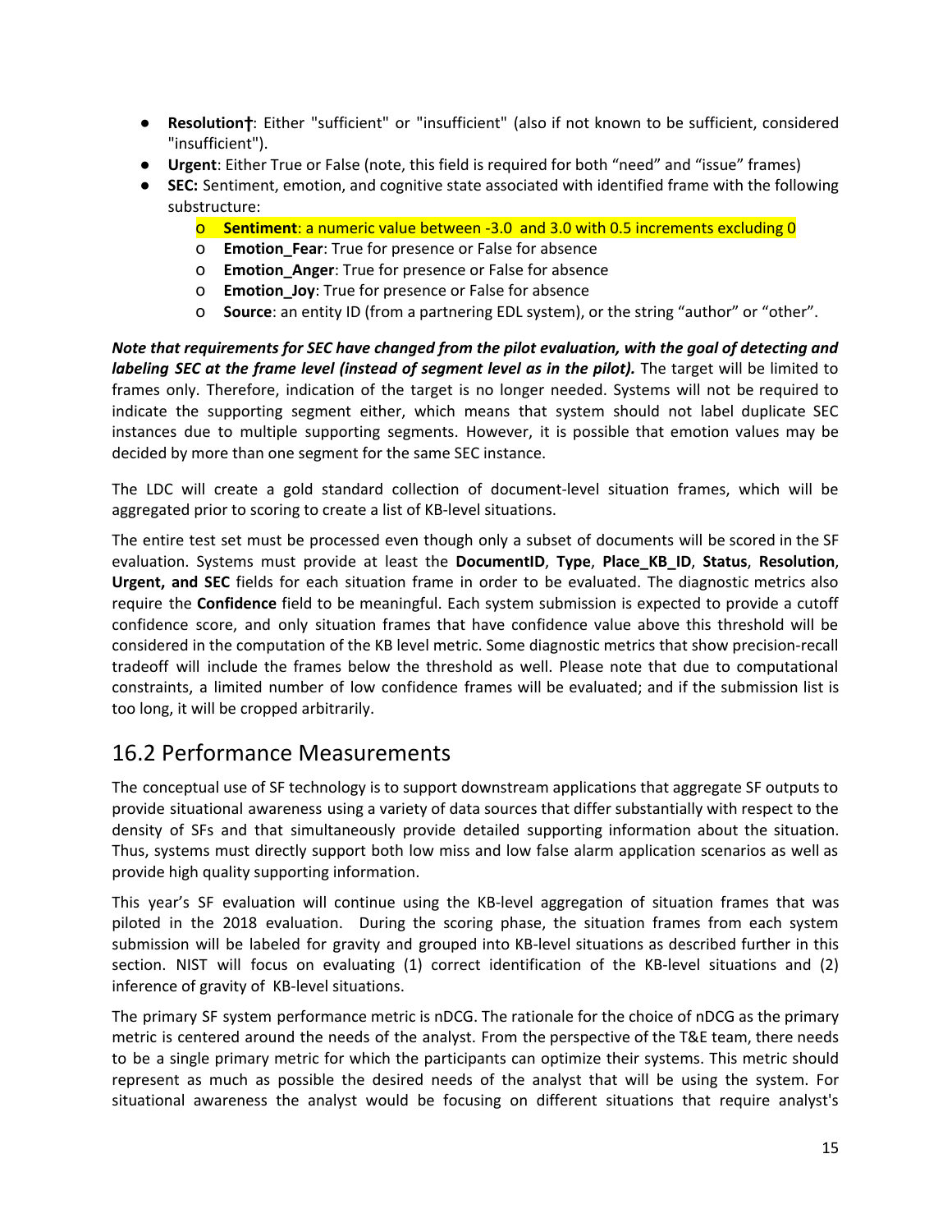- **Resolution†**: Either "sufficient" or "insufficient" (also if not known to be sufficient, considered "insufficient").
- **Urgent**: Either True or False (note, this field is required for both "need" and "issue" frames)
- **SEC:** Sentiment, emotion, and cognitive state associated with identified frame with the following substructure:
    - **Sentiment**: a numeric value between -3.0 and 3.0 with 0.5 increments excluding 0
    - **Emotion_Fear**: True for presence or False for absence
    - **Emotion_Anger**: True for presence or False for absence
    - **Emotion_Joy**: True for presence or False for absence
    - **Source**: an entity ID (from a partnering EDL system), or the string "author" or "other".

***Note that requirements for SEC have changed from the pilot evaluation, with the goal of detecting and labeling SEC at the frame level (instead of segment level as in the pilot).*** The target will be limited to frames only. Therefore, indication of the target is no longer needed. Systems will not be required to indicate the supporting segment either, which means that system should not label duplicate SEC instances due to multiple supporting segments. However, it is possible that emotion values may be decided by more than one segment for the same SEC instance.

The LDC will create a gold standard collection of document-level situation frames, which will be aggregated prior to scoring to create a list of KB-level situations.

The entire test set must be processed even though only a subset of documents will be scored in the SF evaluation. Systems must provide at least the **DocumentID**, **Type**, **Place_KB_ID**, **Status**, **Resolution**, **Urgent, and SEC** fields for each situation frame in order to be evaluated. The diagnostic metrics also require the **Confidence** field to be meaningful. Each system submission is expected to provide a cutoff confidence score, and only situation frames that have confidence value above this threshold will be considered in the computation of the KB level metric. Some diagnostic metrics that show precision-recall tradeoff will include the frames below the threshold as well. Please note that due to computational constraints, a limited number of low confidence frames will be evaluated; and if the submission list is too long, it will be cropped arbitrarily.

## 16.2 Performance Measurements

The conceptual use of SF technology is to support downstream applications that aggregate SF outputs to provide situational awareness using a variety of data sources that differ substantially with respect to the density of SFs and that simultaneously provide detailed supporting information about the situation. Thus, systems must directly support both low miss and low false alarm application scenarios as well as provide high quality supporting information.

This year's SF evaluation will continue using the KB-level aggregation of situation frames that was piloted in the 2018 evaluation. During the scoring phase, the situation frames from each system submission will be labeled for gravity and grouped into KB-level situations as described further in this section. NIST will focus on evaluating (1) correct identification of the KB-level situations and (2) inference of gravity of KB-level situations.

The primary SF system performance metric is nDCG. The rationale for the choice of nDCG as the primary metric is centered around the needs of the analyst. From the perspective of the T&E team, there needs to be a single primary metric for which the participants can optimize their systems. This metric should represent as much as possible the desired needs of the analyst that will be using the system. For situational awareness the analyst would be focusing on different situations that require analyst's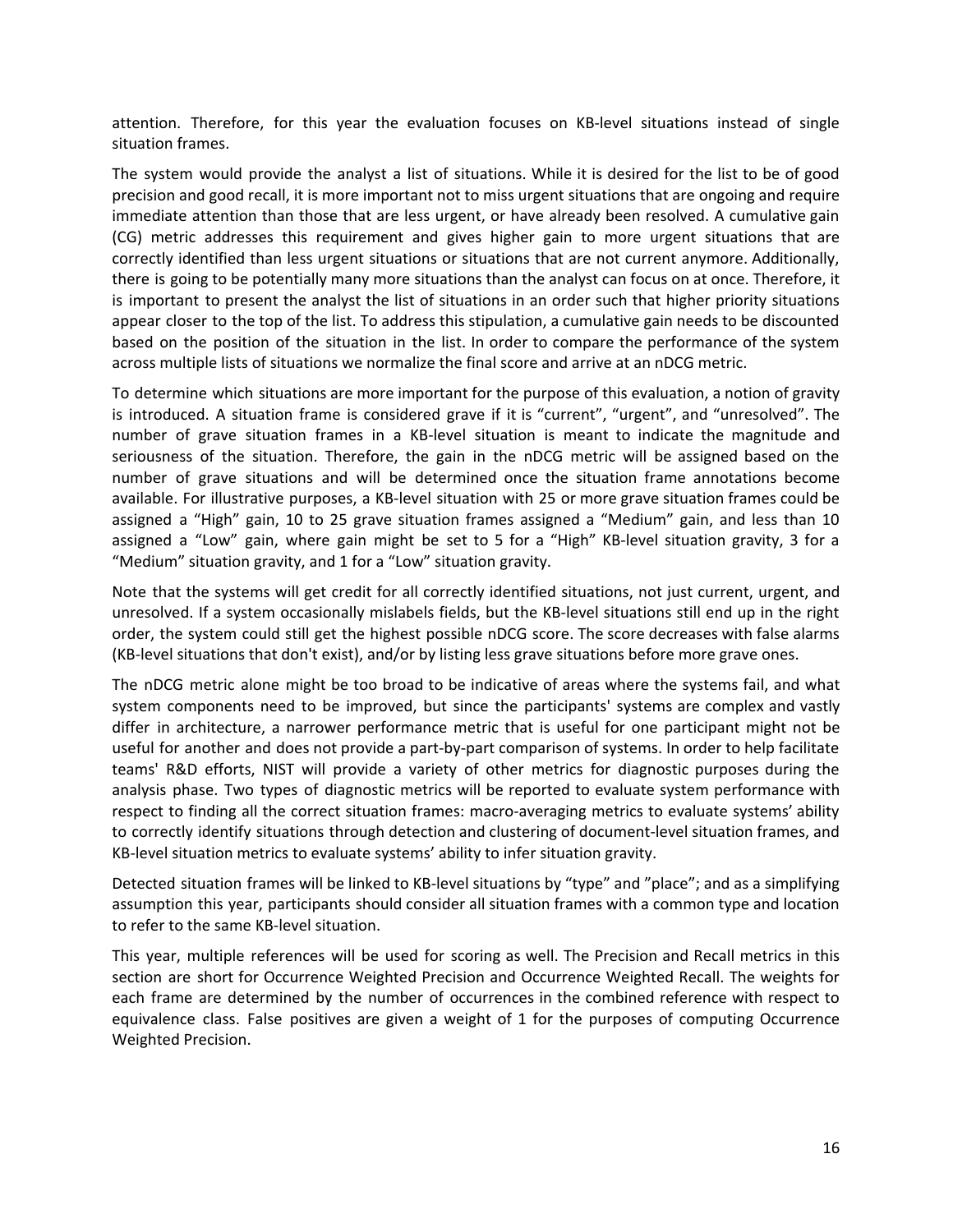attention. Therefore, for this year the evaluation focuses on KB-level situations instead of single situation frames.

The system would provide the analyst a list of situations. While it is desired for the list to be of good precision and good recall, it is more important not to miss urgent situations that are ongoing and require immediate attention than those that are less urgent, or have already been resolved. A cumulative gain (CG) metric addresses this requirement and gives higher gain to more urgent situations that are correctly identified than less urgent situations or situations that are not current anymore. Additionally, there is going to be potentially many more situations than the analyst can focus on at once. Therefore, it is important to present the analyst the list of situations in an order such that higher priority situations appear closer to the top of the list. To address this stipulation, a cumulative gain needs to be discounted based on the position of the situation in the list. In order to compare the performance of the system across multiple lists of situations we normalize the final score and arrive at an nDCG metric.

To determine which situations are more important for the purpose of this evaluation, a notion of gravity is introduced. A situation frame is considered grave if it is "current", "urgent", and "unresolved". The number of grave situation frames in a KB-level situation is meant to indicate the magnitude and seriousness of the situation. Therefore, the gain in the nDCG metric will be assigned based on the number of grave situations and will be determined once the situation frame annotations become available. For illustrative purposes, a KB-level situation with 25 or more grave situation frames could be assigned a "High" gain, 10 to 25 grave situation frames assigned a "Medium" gain, and less than 10 assigned a "Low" gain, where gain might be set to 5 for a "High" KB-level situation gravity, 3 for a "Medium" situation gravity, and 1 for a "Low" situation gravity.

Note that the systems will get credit for all correctly identified situations, not just current, urgent, and unresolved. If a system occasionally mislabels fields, but the KB-level situations still end up in the right order, the system could still get the highest possible nDCG score. The score decreases with false alarms (KB-level situations that don't exist), and/or by listing less grave situations before more grave ones.

The nDCG metric alone might be too broad to be indicative of areas where the systems fail, and what system components need to be improved, but since the participants' systems are complex and vastly differ in architecture, a narrower performance metric that is useful for one participant might not be useful for another and does not provide a part-by-part comparison of systems. In order to help facilitate teams' R&D efforts, NIST will provide a variety of other metrics for diagnostic purposes during the analysis phase. Two types of diagnostic metrics will be reported to evaluate system performance with respect to finding all the correct situation frames: macro-averaging metrics to evaluate systems' ability to correctly identify situations through detection and clustering of document-level situation frames, and KB-level situation metrics to evaluate systems' ability to infer situation gravity.

Detected situation frames will be linked to KB-level situations by "type" and "place"; and as a simplifying assumption this year, participants should consider all situation frames with a common type and location to refer to the same KB-level situation.

This year, multiple references will be used for scoring as well. The Precision and Recall metrics in this section are short for Occurrence Weighted Precision and Occurrence Weighted Recall. The weights for each frame are determined by the number of occurrences in the combined reference with respect to equivalence class. False positives are given a weight of 1 for the purposes of computing Occurrence Weighted Precision.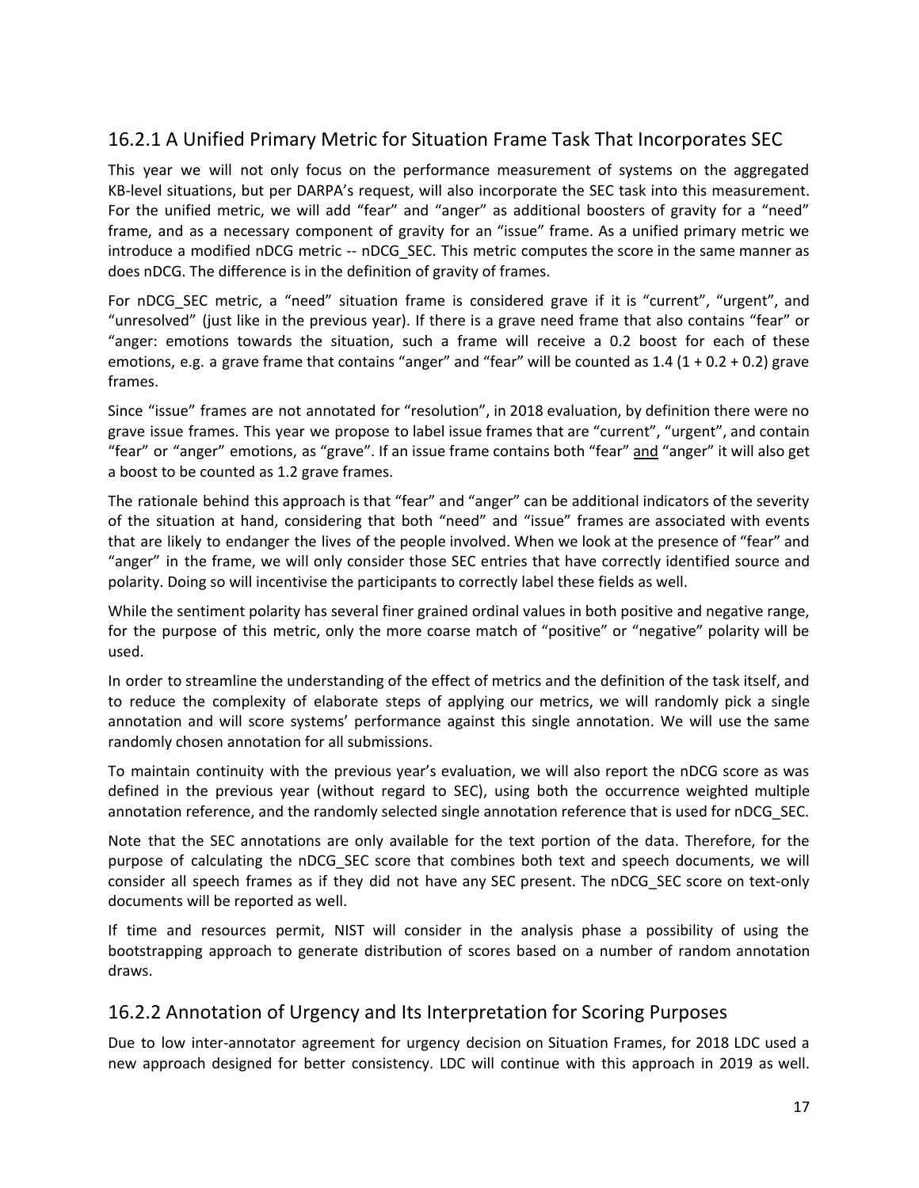## 16.2.1 A Unified Primary Metric for Situation Frame Task That Incorporates SEC

This year we will not only focus on the performance measurement of systems on the aggregated KB-level situations, but per DARPA's request, will also incorporate the SEC task into this measurement. For the unified metric, we will add "fear" and "anger" as additional boosters of gravity for a "need" frame, and as a necessary component of gravity for an "issue" frame. As a unified primary metric we introduce a modified nDCG metric -- nDCG_SEC. This metric computes the score in the same manner as does nDCG. The difference is in the definition of gravity of frames.

For nDCG_SEC metric, a "need" situation frame is considered grave if it is "current", "urgent", and "unresolved" (just like in the previous year). If there is a grave need frame that also contains "fear" or "anger: emotions towards the situation, such a frame will receive a 0.2 boost for each of these emotions, e.g. a grave frame that contains "anger" and "fear" will be counted as 1.4 (1 + 0.2 + 0.2) grave frames.

Since "issue" frames are not annotated for "resolution", in 2018 evaluation, by definition there were no grave issue frames. This year we propose to label issue frames that are "current", "urgent", and contain "fear" or "anger" emotions, as "grave". If an issue frame contains both "fear" and "anger" it will also get a boost to be counted as 1.2 grave frames.

The rationale behind this approach is that "fear" and "anger" can be additional indicators of the severity of the situation at hand, considering that both "need" and "issue" frames are associated with events that are likely to endanger the lives of the people involved. When we look at the presence of "fear" and "anger" in the frame, we will only consider those SEC entries that have correctly identified source and polarity. Doing so will incentivise the participants to correctly label these fields as well.

While the sentiment polarity has several finer grained ordinal values in both positive and negative range, for the purpose of this metric, only the more coarse match of "positive" or "negative" polarity will be used.

In order to streamline the understanding of the effect of metrics and the definition of the task itself, and to reduce the complexity of elaborate steps of applying our metrics, we will randomly pick a single annotation and will score systems' performance against this single annotation. We will use the same randomly chosen annotation for all submissions.

To maintain continuity with the previous year's evaluation, we will also report the nDCG score as was defined in the previous year (without regard to SEC), using both the occurrence weighted multiple annotation reference, and the randomly selected single annotation reference that is used for nDCG_SEC.

Note that the SEC annotations are only available for the text portion of the data. Therefore, for the purpose of calculating the nDCG_SEC score that combines both text and speech documents, we will consider all speech frames as if they did not have any SEC present. The nDCG_SEC score on text-only documents will be reported as well.

If time and resources permit, NIST will consider in the analysis phase a possibility of using the bootstrapping approach to generate distribution of scores based on a number of random annotation draws.

## 16.2.2 Annotation of Urgency and Its Interpretation for Scoring Purposes

Due to low inter-annotator agreement for urgency decision on Situation Frames, for 2018 LDC used a new approach designed for better consistency. LDC will continue with this approach in 2019 as well.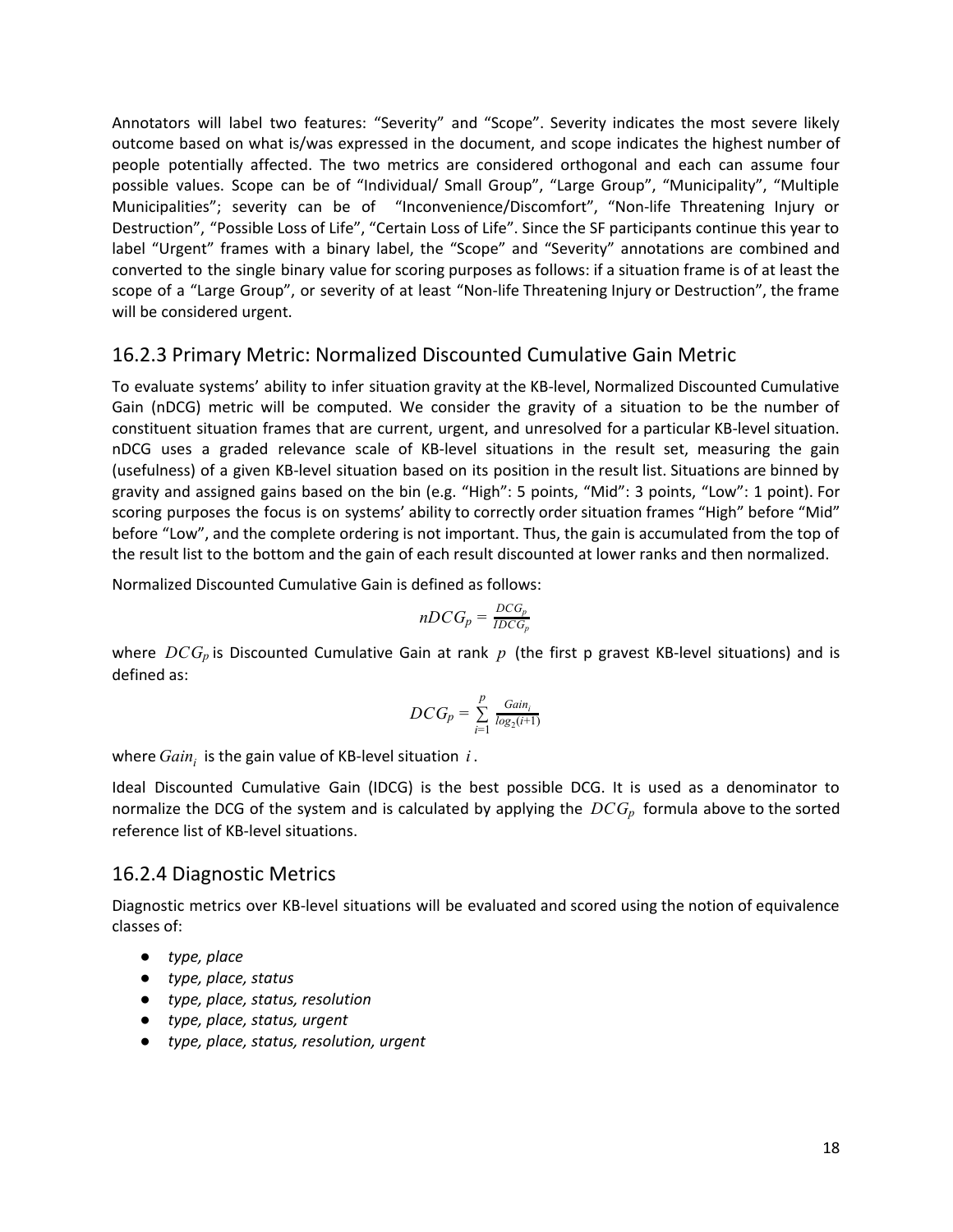Annotators will label two features: “Severity” and “Scope”. Severity indicates the most severe likely outcome based on what is/was expressed in the document, and scope indicates the highest number of people potentially affected. The two metrics are considered orthogonal and each can assume four possible values. Scope can be of “Individual/ Small Group”, “Large Group”, “Municipality”, “Multiple Municipalities”; severity can be of “Inconvenience/Discomfort”, “Non-life Threatening Injury or Destruction”, “Possible Loss of Life”, “Certain Loss of Life”. Since the SF participants continue this year to label “Urgent” frames with a binary label, the “Scope” and “Severity” annotations are combined and converted to the single binary value for scoring purposes as follows: if a situation frame is of at least the scope of a “Large Group”, or severity of at least “Non-life Threatening Injury or Destruction”, the frame will be considered urgent.

## 16.2.3 Primary Metric: Normalized Discounted Cumulative Gain Metric

To evaluate systems’ ability to infer situation gravity at the KB-level, Normalized Discounted Cumulative Gain (nDCG) metric will be computed. We consider the gravity of a situation to be the number of constituent situation frames that are current, urgent, and unresolved for a particular KB-level situation. nDCG uses a graded relevance scale of KB-level situations in the result set, measuring the gain (usefulness) of a given KB-level situation based on its position in the result list. Situations are binned by gravity and assigned gains based on the bin (e.g. “High”: 5 points, “Mid”: 3 points, “Low”: 1 point). For scoring purposes the focus is on systems’ ability to correctly order situation frames “High” before “Mid” before “Low”, and the complete ordering is not important. Thus, the gain is accumulated from the top of the result list to the bottom and the gain of each result discounted at lower ranks and then normalized.

Normalized Discounted Cumulative Gain is defined as follows:

$$nDCG_p = \frac{DCG_p}{IDCG_p}$$

where $DCG_p$ is Discounted Cumulative Gain at rank $p$ (the first p gravest KB-level situations) and is defined as:

$$DCG_p = \sum_{i=1}^{p} \frac{Gain_i}{log_2(i+1)}$$

where $Gain_i$ is the gain value of KB-level situation $i$.

Ideal Discounted Cumulative Gain (IDCG) is the best possible DCG. It is used as a denominator to normalize the DCG of the system and is calculated by applying the $DCG_p$ formula above to the sorted reference list of KB-level situations.

## 16.2.4 Diagnostic Metrics

Diagnostic metrics over KB-level situations will be evaluated and scored using the notion of equivalence classes of:

- *type, place*
- *type, place, status*
- *type, place, status, resolution*
- *type, place, status, urgent*
- *type, place, status, resolution, urgent*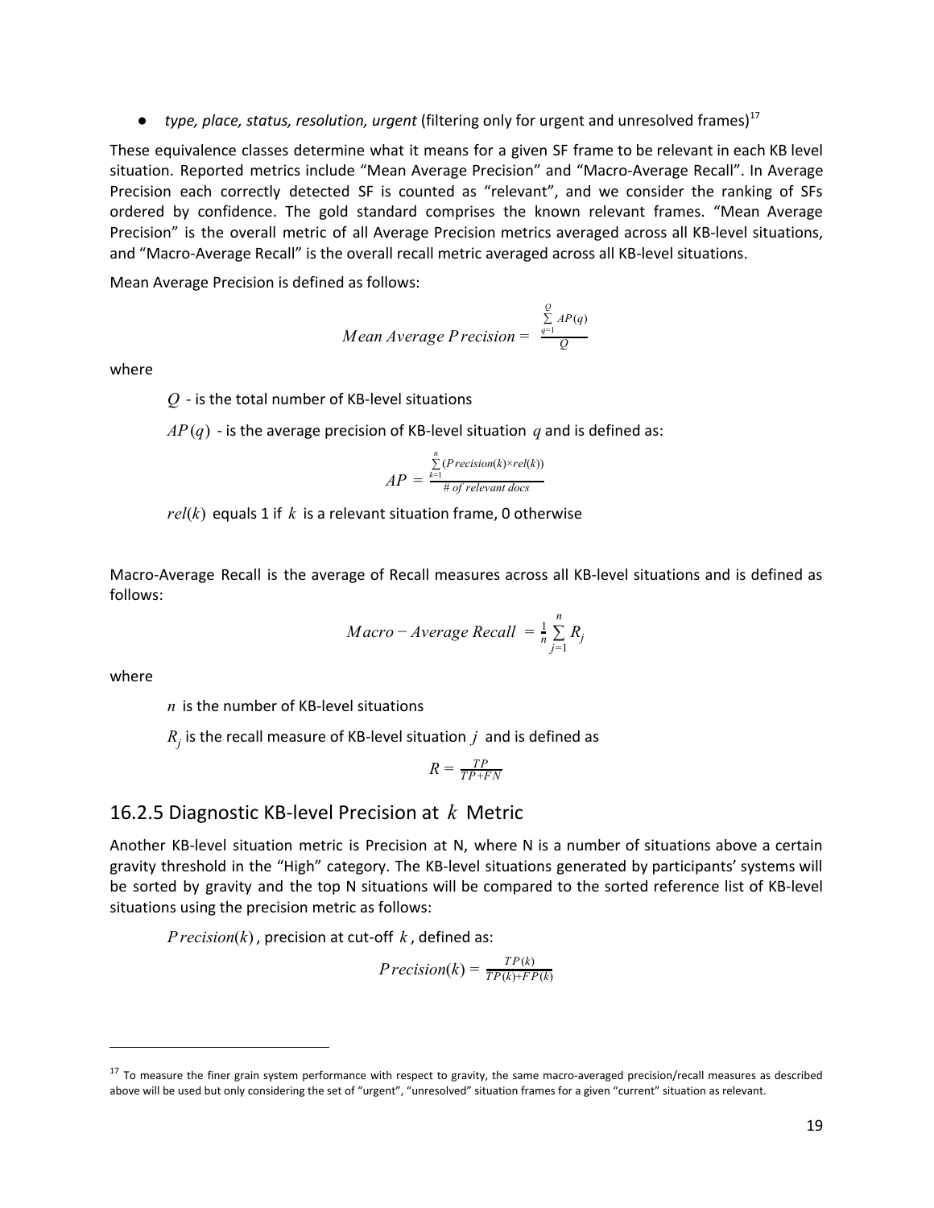- *type, place, status, resolution, urgent* (filtering only for urgent and unresolved frames)[17]

These equivalence classes determine what it means for a given SF frame to be relevant in each KB level situation. Reported metrics include "Mean Average Precision" and "Macro-Average Recall". In Average Precision each correctly detected SF is counted as "relevant", and we consider the ranking of SFs ordered by confidence. The gold standard comprises the known relevant frames. "Mean Average Precision" is the overall metric of all Average Precision metrics averaged across all KB-level situations, and "Macro-Average Recall" is the overall recall metric averaged across all KB-level situations.

Mean Average Precision is defined as follows:

$$Mean\ Average\ Precision = \frac{\sum_{q=1}^{Q} AP(q)}{Q}$$

where

$Q$ - is the total number of KB-level situations

$AP(q)$ - is the average precision of KB-level situation $q$ and is defined as:

$$AP = \frac{\sum_{k=1}^{n} (Precision(k) \times rel(k))}{\#\ of\ relevant\ docs}$$

$rel(k)$ equals 1 if $k$ is a relevant situation frame, 0 otherwise

Macro-Average Recall is the average of Recall measures across all KB-level situations and is defined as follows:

$$Macro-Average\ Recall = \frac{1}{n} \sum_{j=1}^{n} R_j$$

where

$n$ is the number of KB-level situations

$R_j$ is the recall measure of KB-level situation $j$ and is defined as

$$R = \frac{TP}{TP+FN}$$

## 16.2.5 Diagnostic KB-level Precision at $k$ Metric

Another KB-level situation metric is Precision at N, where N is a number of situations above a certain gravity threshold in the "High" category. The KB-level situations generated by participants' systems will be sorted by gravity and the top N situations will be compared to the sorted reference list of KB-level situations using the precision metric as follows:

$Precision(k)$, precision at cut-off $k$, defined as:

$$Precision(k) = \frac{TP(k)}{TP(k)+FP(k)}$$

---

[17] To measure the finer grain system performance with respect to gravity, the same macro-averaged precision/recall measures as described above will be used but only considering the set of "urgent", "unresolved" situation frames for a given "current" situation as relevant.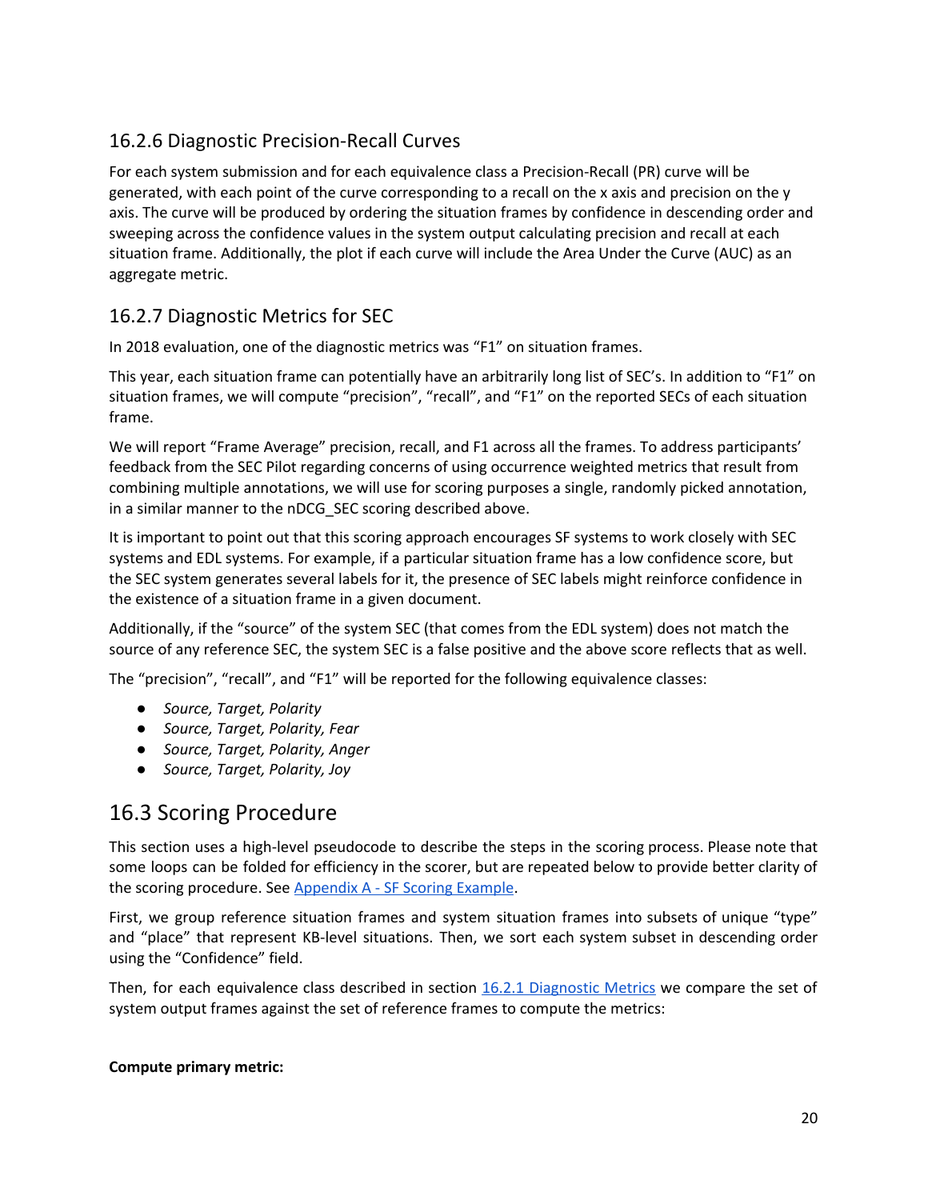### 16.2.6 Diagnostic Precision-Recall Curves

For each system submission and for each equivalence class a Precision-Recall (PR) curve will be generated, with each point of the curve corresponding to a recall on the x axis and precision on the y axis. The curve will be produced by ordering the situation frames by confidence in descending order and sweeping across the confidence values in the system output calculating precision and recall at each situation frame. Additionally, the plot if each curve will include the Area Under the Curve (AUC) as an aggregate metric.

### 16.2.7 Diagnostic Metrics for SEC

In 2018 evaluation, one of the diagnostic metrics was “F1” on situation frames.

This year, each situation frame can potentially have an arbitrarily long list of SEC’s. In addition to “F1” on situation frames, we will compute “precision”, “recall”, and “F1” on the reported SECs of each situation frame.

We will report “Frame Average” precision, recall, and F1 across all the frames. To address participants’ feedback from the SEC Pilot regarding concerns of using occurrence weighted metrics that result from combining multiple annotations, we will use for scoring purposes a single, randomly picked annotation, in a similar manner to the nDCG_SEC scoring described above.

It is important to point out that this scoring approach encourages SF systems to work closely with SEC systems and EDL systems. For example, if a particular situation frame has a low confidence score, but the SEC system generates several labels for it, the presence of SEC labels might reinforce confidence in the existence of a situation frame in a given document.

Additionally, if the “source” of the system SEC (that comes from the EDL system) does not match the source of any reference SEC, the system SEC is a false positive and the above score reflects that as well.

The “precision”, “recall”, and “F1” will be reported for the following equivalence classes:

- *Source, Target, Polarity*
- *Source, Target, Polarity, Fear*
- *Source, Target, Polarity, Anger*
- *Source, Target, Polarity, Joy*

## 16.3 Scoring Procedure

This section uses a high-level pseudocode to describe the steps in the scoring process. Please note that some loops can be folded for efficiency in the scorer, but are repeated below to provide better clarity of the scoring procedure. See Appendix A - SF Scoring Example.

First, we group reference situation frames and system situation frames into subsets of unique “type” and “place” that represent KB-level situations. Then, we sort each system subset in descending order using the “Confidence” field.

Then, for each equivalence class described in section 16.2.1 Diagnostic Metrics we compare the set of system output frames against the set of reference frames to compute the metrics:

**Compute primary metric:**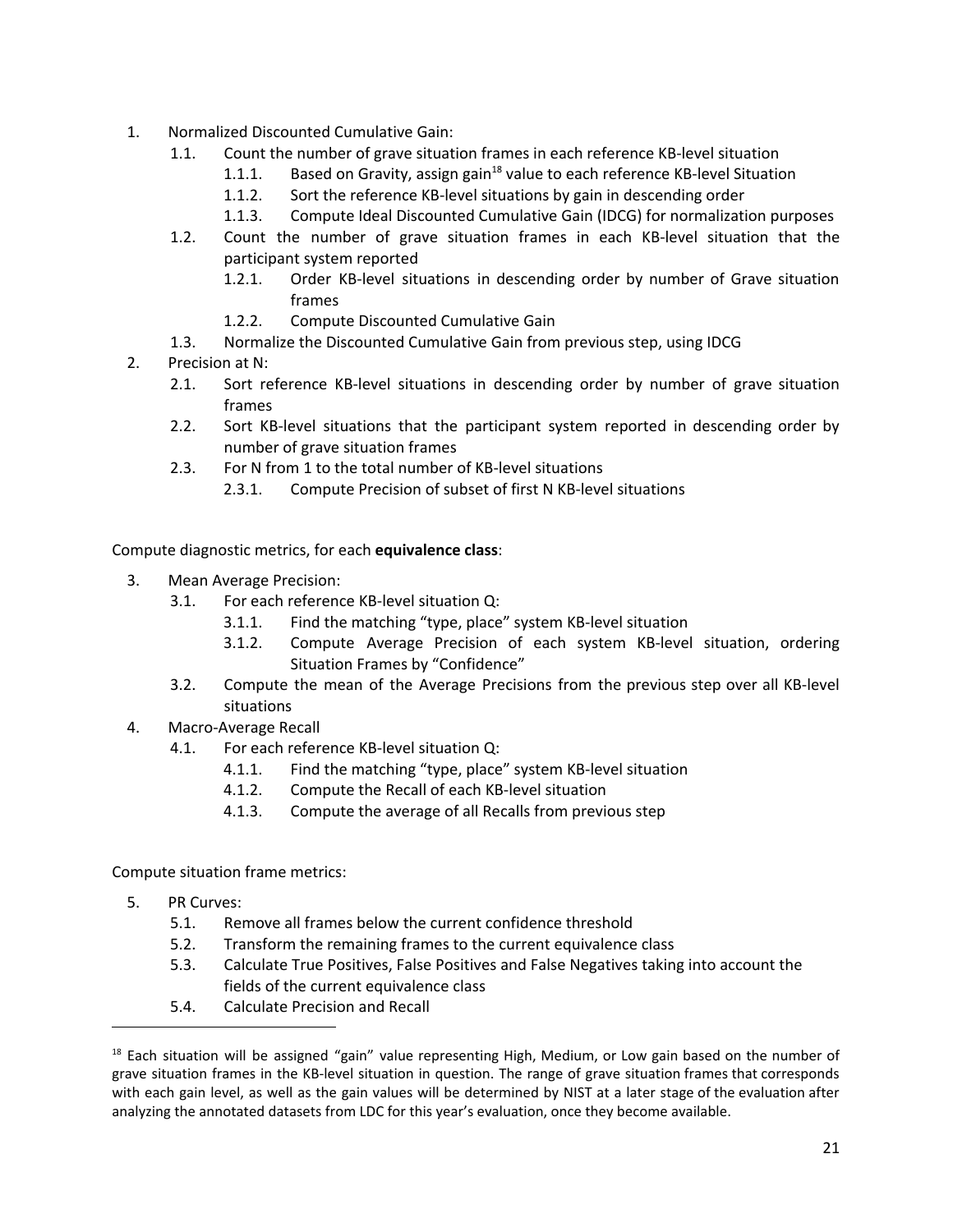1. Normalized Discounted Cumulative Gain:
    1.1. Count the number of grave situation frames in each reference KB-level situation
        1.1.1. Based on Gravity, assign gain[18] value to each reference KB-level Situation
        1.1.2. Sort the reference KB-level situations by gain in descending order
        1.1.3. Compute Ideal Discounted Cumulative Gain (IDCG) for normalization purposes
    1.2. Count the number of grave situation frames in each KB-level situation that the participant system reported
        1.2.1. Order KB-level situations in descending order by number of Grave situation frames
        1.2.2. Compute Discounted Cumulative Gain
    1.3. Normalize the Discounted Cumulative Gain from previous step, using IDCG
2. Precision at N:
    2.1. Sort reference KB-level situations in descending order by number of grave situation frames
    2.2. Sort KB-level situations that the participant system reported in descending order by number of grave situation frames
    2.3. For N from 1 to the total number of KB-level situations
        2.3.1. Compute Precision of subset of first N KB-level situations

Compute diagnostic metrics, for each **equivalence class**:

3. Mean Average Precision:
    3.1. For each reference KB-level situation Q:
        3.1.1. Find the matching "type, place" system KB-level situation
        3.1.2. Compute Average Precision of each system KB-level situation, ordering Situation Frames by "Confidence"
    3.2. Compute the mean of the Average Precisions from the previous step over all KB-level situations
4. Macro-Average Recall
    4.1. For each reference KB-level situation Q:
        4.1.1. Find the matching "type, place" system KB-level situation
        4.1.2. Compute the Recall of each KB-level situation
        4.1.3. Compute the average of all Recalls from previous step

Compute situation frame metrics:

5. PR Curves:
    5.1. Remove all frames below the current confidence threshold
    5.2. Transform the remaining frames to the current equivalence class
    5.3. Calculate True Positives, False Positives and False Negatives taking into account the fields of the current equivalence class
    5.4. Calculate Precision and Recall

---

[18] Each situation will be assigned "gain" value representing High, Medium, or Low gain based on the number of grave situation frames in the KB-level situation in question. The range of grave situation frames that corresponds with each gain level, as well as the gain values will be determined by NIST at a later stage of the evaluation after analyzing the annotated datasets from LDC for this year's evaluation, once they become available.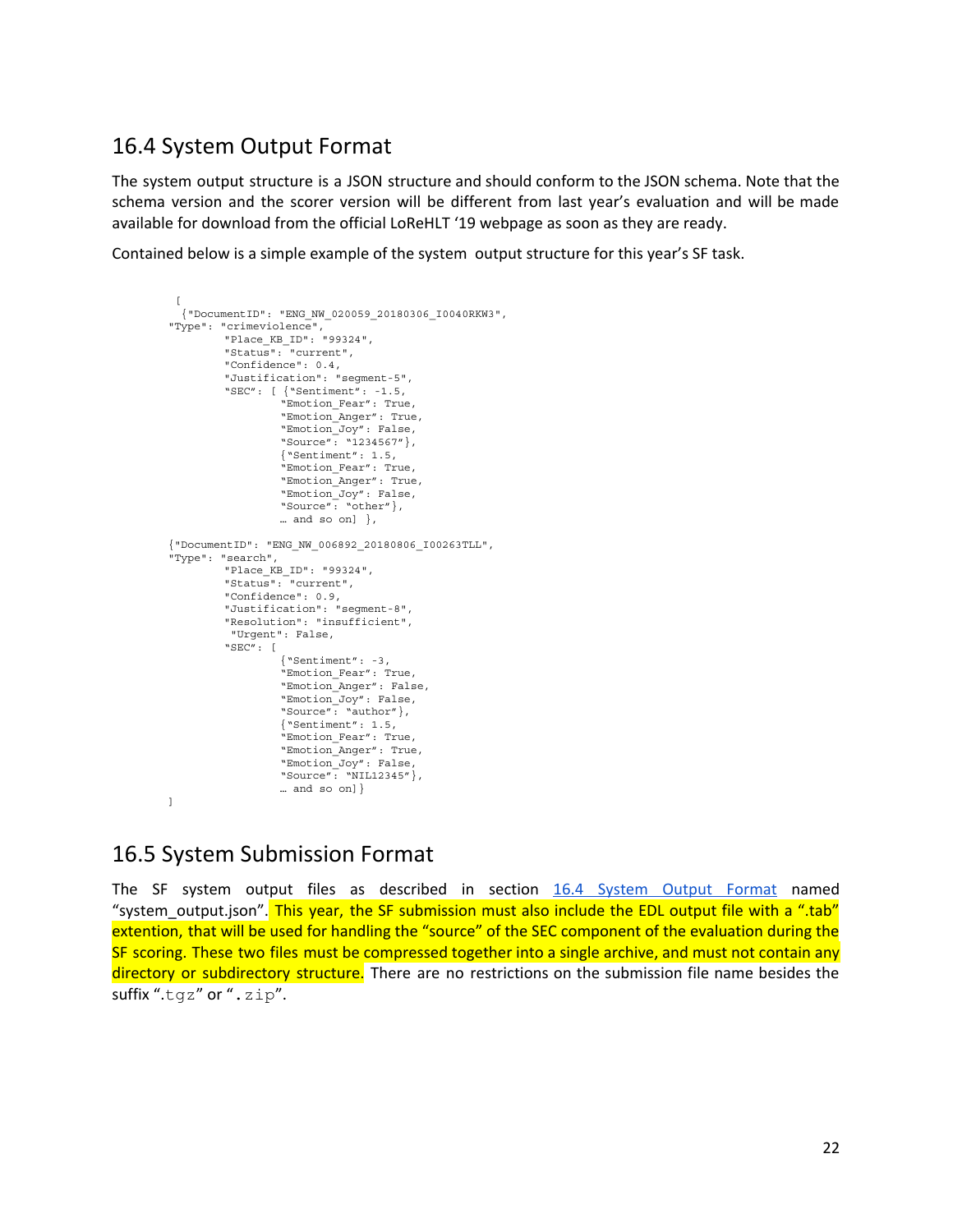## 16.4 System Output Format

The system output structure is a JSON structure and should conform to the JSON schema. Note that the schema version and the scorer version will be different from last year's evaluation and will be made available for download from the official LoReHLT '19 webpage as soon as they are ready.

Contained below is a simple example of the system output structure for this year's SF task.

```
 [
  {"DocumentID": "ENG_NW_020059_20180306_I0040RKW3",
"Type": "crimeviolence",
         "Place_KB_ID": "99324",
         "Status": "current",
         "Confidence": 0.4,
         "Justification": "segment-5",
         "SEC": [ {"Sentiment": -1.5,
                  "Emotion_Fear": True,
                  "Emotion_Anger": True,
                  "Emotion_Joy": False,
                  "Source": "1234567"},
                  {"Sentiment": 1.5,
                  "Emotion_Fear": True,
                  "Emotion_Anger": True,
                  "Emotion_Joy": False,
                  "Source": "other"},
                  … and so on] },

{"DocumentID": "ENG_NW_006892_20180806_I00263TLL",
"Type": "search",
         "Place_KB_ID": "99324",
         "Status": "current",
         "Confidence": 0.9,
         "Justification": "segment-8",
         "Resolution": "insufficient",
          "Urgent": False,
         "SEC": [
                  {"Sentiment": -3,
                  "Emotion_Fear": True,
                  "Emotion_Anger": False,
                  "Emotion_Joy": False,
                  "Source": "author"},
                  {"Sentiment": 1.5,
                  "Emotion_Fear": True,
                  "Emotion_Anger": True,
                  "Emotion_Joy": False,
                  "Source": "NIL12345"},
                  … and so on]}
]
```

## 16.5 System Submission Format

The SF system output files as described in section 16.4 System Output Format named "system_output.json". This year, the SF submission must also include the EDL output file with a ".tab" extention, that will be used for handling the "source" of the SEC component of the evaluation during the SF scoring. These two files must be compressed together into a single archive, and must not contain any directory or subdirectory structure. There are no restrictions on the submission file name besides the suffix ".tgz" or ".zip".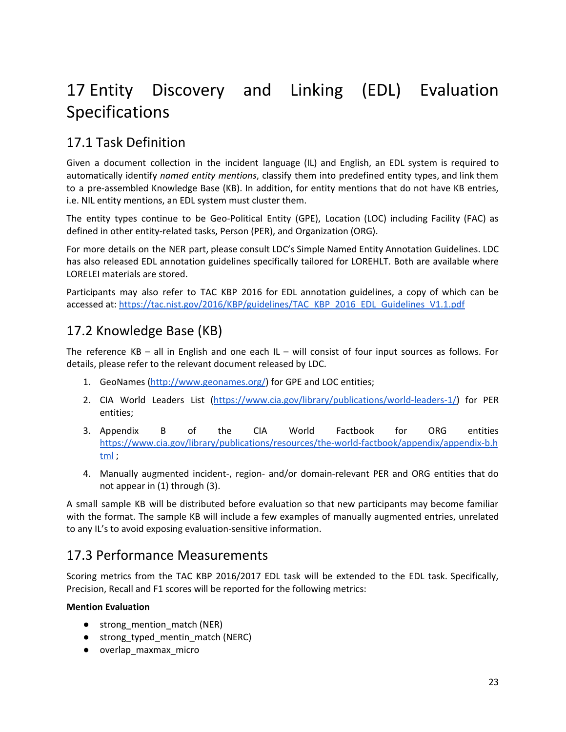# 17 Entity Discovery and Linking (EDL) Evaluation Specifications

## 17.1 Task Definition

Given a document collection in the incident language (IL) and English, an EDL system is required to automatically identify *named entity mentions*, classify them into predefined entity types, and link them to a pre-assembled Knowledge Base (KB). In addition, for entity mentions that do not have KB entries, i.e. NIL entity mentions, an EDL system must cluster them.

The entity types continue to be Geo-Political Entity (GPE), Location (LOC) including Facility (FAC) as defined in other entity-related tasks, Person (PER), and Organization (ORG).

For more details on the NER part, please consult LDC's Simple Named Entity Annotation Guidelines. LDC has also released EDL annotation guidelines specifically tailored for LOREHLT. Both are available where LORELEI materials are stored.

Participants may also refer to TAC KBP 2016 for EDL annotation guidelines, a copy of which can be accessed at: https://tac.nist.gov/2016/KBP/guidelines/TAC_KBP_2016_EDL_Guidelines_V1.1.pdf

## 17.2 Knowledge Base (KB)

The reference KB – all in English and one each IL – will consist of four input sources as follows. For details, please refer to the relevant document released by LDC.

1. GeoNames (http://www.geonames.org/) for GPE and LOC entities;
2. CIA World Leaders List (https://www.cia.gov/library/publications/world-leaders-1/) for PER entities;
3. Appendix B of the CIA World Factbook for ORG entities https://www.cia.gov/library/publications/resources/the-world-factbook/appendix/appendix-b.html ;
4. Manually augmented incident-, region- and/or domain-relevant PER and ORG entities that do not appear in (1) through (3).

A small sample KB will be distributed before evaluation so that new participants may become familiar with the format. The sample KB will include a few examples of manually augmented entries, unrelated to any IL's to avoid exposing evaluation-sensitive information.

## 17.3 Performance Measurements

Scoring metrics from the TAC KBP 2016/2017 EDL task will be extended to the EDL task. Specifically, Precision, Recall and F1 scores will be reported for the following metrics:

**Mention Evaluation**

- strong_mention_match (NER)
- strong_typed_mentin_match (NERC)
- overlap_maxmax_micro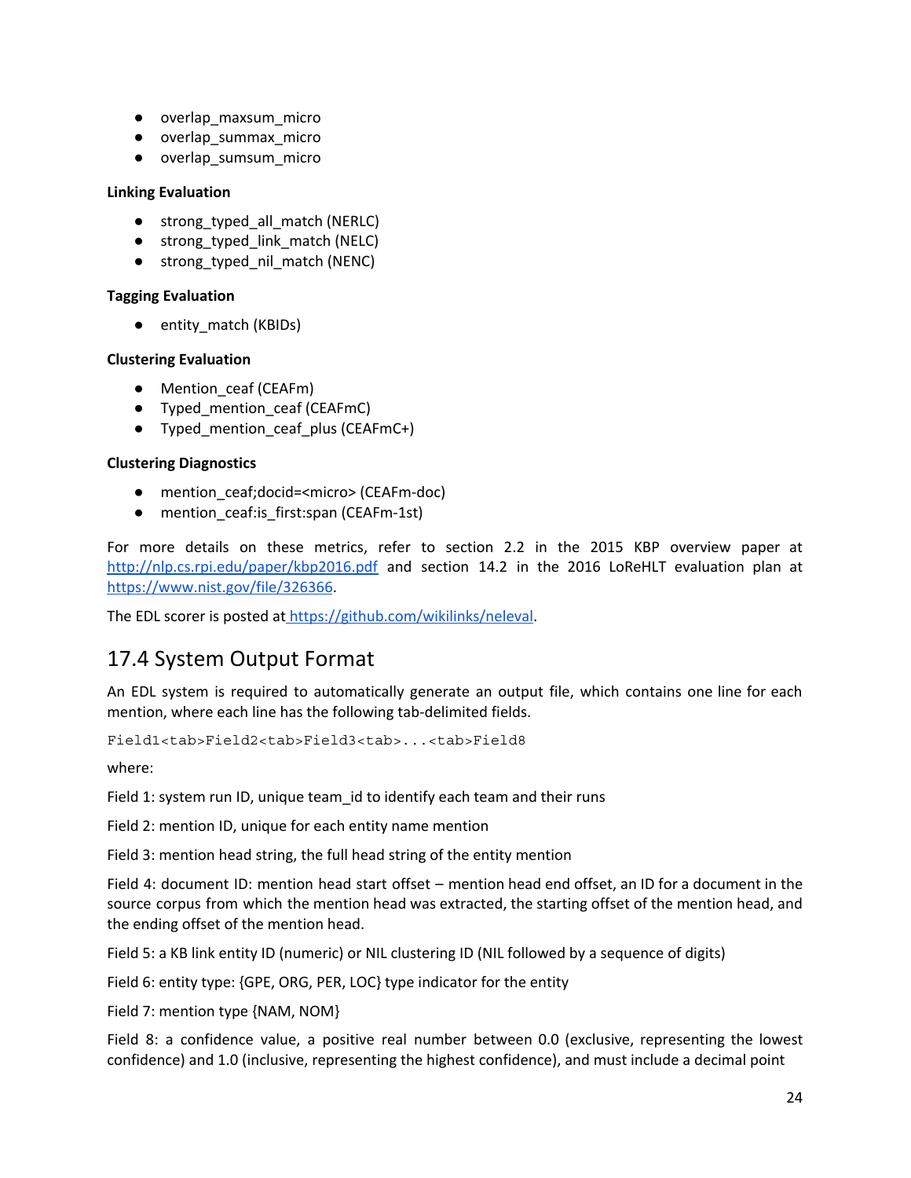- overlap_maxsum_micro
- overlap_summax_micro
- overlap_sumsum_micro

**Linking Evaluation**

- strong_typed_all_match (NERLC)
- strong_typed_link_match (NELC)
- strong_typed_nil_match (NENC)

**Tagging Evaluation**

- entity_match (KBIDs)

**Clustering Evaluation**

- Mention_ceaf (CEAFm)
- Typed_mention_ceaf (CEAFmC)
- Typed_mention_ceaf_plus (CEAFmC+)

**Clustering Diagnostics**

- mention_ceaf;docid=<micro> (CEAFm-doc)
- mention_ceaf:is_first:span (CEAFm-1st)

For more details on these metrics, refer to section 2.2 in the 2015 KBP overview paper at http://nlp.cs.rpi.edu/paper/kbp2016.pdf and section 14.2 in the 2016 LoReHLT evaluation plan at https://www.nist.gov/file/326366.

The EDL scorer is posted at https://github.com/wikilinks/neleval.

## 17.4 System Output Format

An EDL system is required to automatically generate an output file, which contains one line for each mention, where each line has the following tab-delimited fields.

```
Field1<tab>Field2<tab>Field3<tab>...<tab>Field8
```

where:

Field 1: system run ID, unique team_id to identify each team and their runs

Field 2: mention ID, unique for each entity name mention

Field 3: mention head string, the full head string of the entity mention

Field 4: document ID: mention head start offset – mention head end offset, an ID for a document in the source corpus from which the mention head was extracted, the starting offset of the mention head, and the ending offset of the mention head.

Field 5: a KB link entity ID (numeric) or NIL clustering ID (NIL followed by a sequence of digits)

Field 6: entity type: {GPE, ORG, PER, LOC} type indicator for the entity

Field 7: mention type {NAM, NOM}

Field 8: a confidence value, a positive real number between 0.0 (exclusive, representing the lowest confidence) and 1.0 (inclusive, representing the highest confidence), and must include a decimal point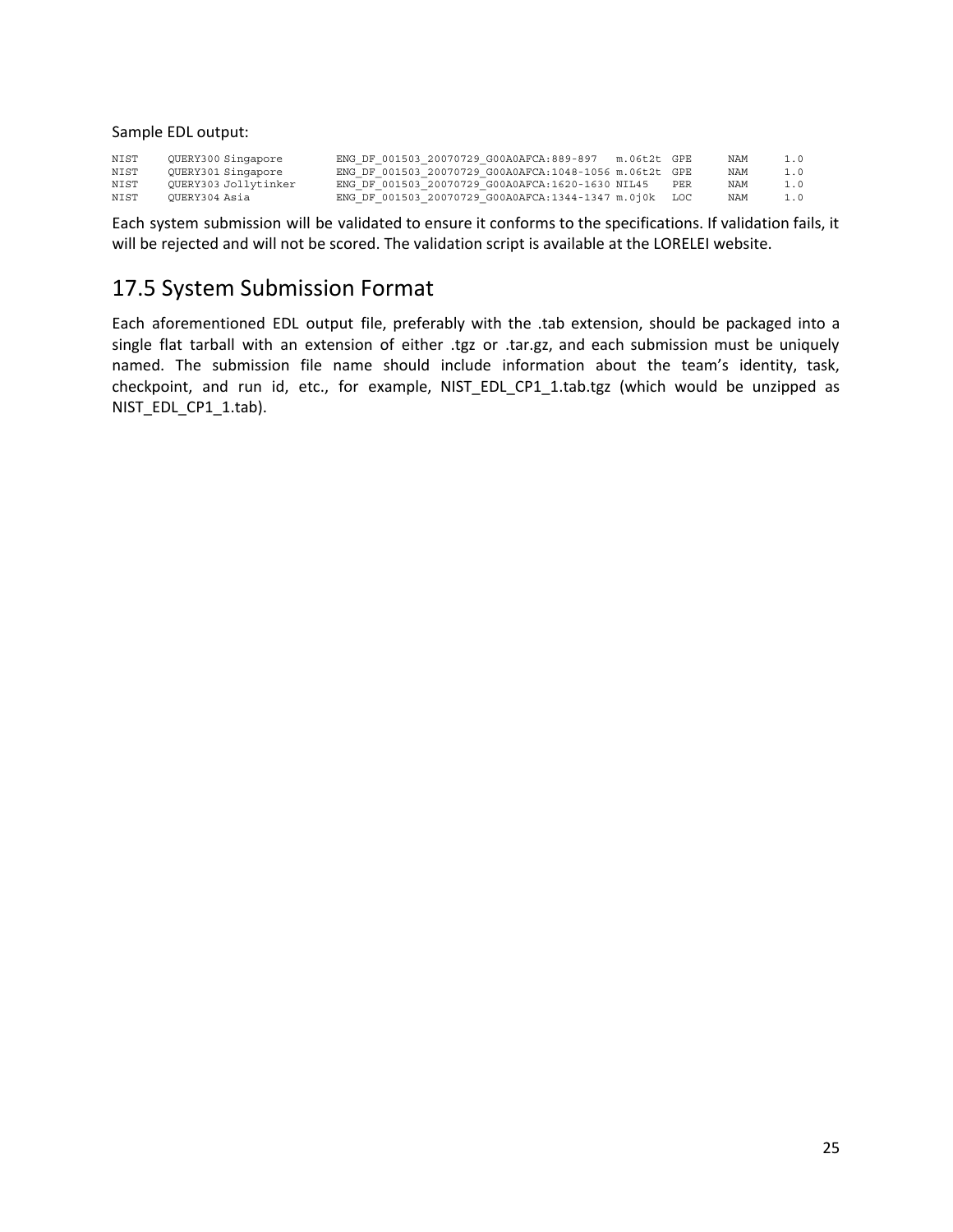Sample EDL output:

```
NIST	QUERY300 Singapore	ENG_DF_001503_20070729_G00A0AFCA:889-897	m.06t2t	GPE	NAM	1.0
NIST	QUERY301 Singapore	ENG_DF_001503_20070729_G00A0AFCA:1048-1056	m.06t2t	GPE	NAM	1.0
NIST	QUERY303 Jollytinker	ENG_DF_001503_20070729_G00A0AFCA:1620-1630	NIL45	PER	NAM	1.0
NIST	QUERY304 Asia	ENG_DF_001503_20070729_G00A0AFCA:1344-1347	m.0j0k	LOC	NAM	1.0
```

Each system submission will be validated to ensure it conforms to the specifications. If validation fails, it will be rejected and will not be scored. The validation script is available at the LORELEI website.

## 17.5 System Submission Format

Each aforementioned EDL output file, preferably with the .tab extension, should be packaged into a single flat tarball with an extension of either .tgz or .tar.gz, and each submission must be uniquely named. The submission file name should include information about the team's identity, task, checkpoint, and run id, etc., for example, NIST_EDL_CP1_1.tab.tgz (which would be unzipped as NIST_EDL_CP1_1.tab).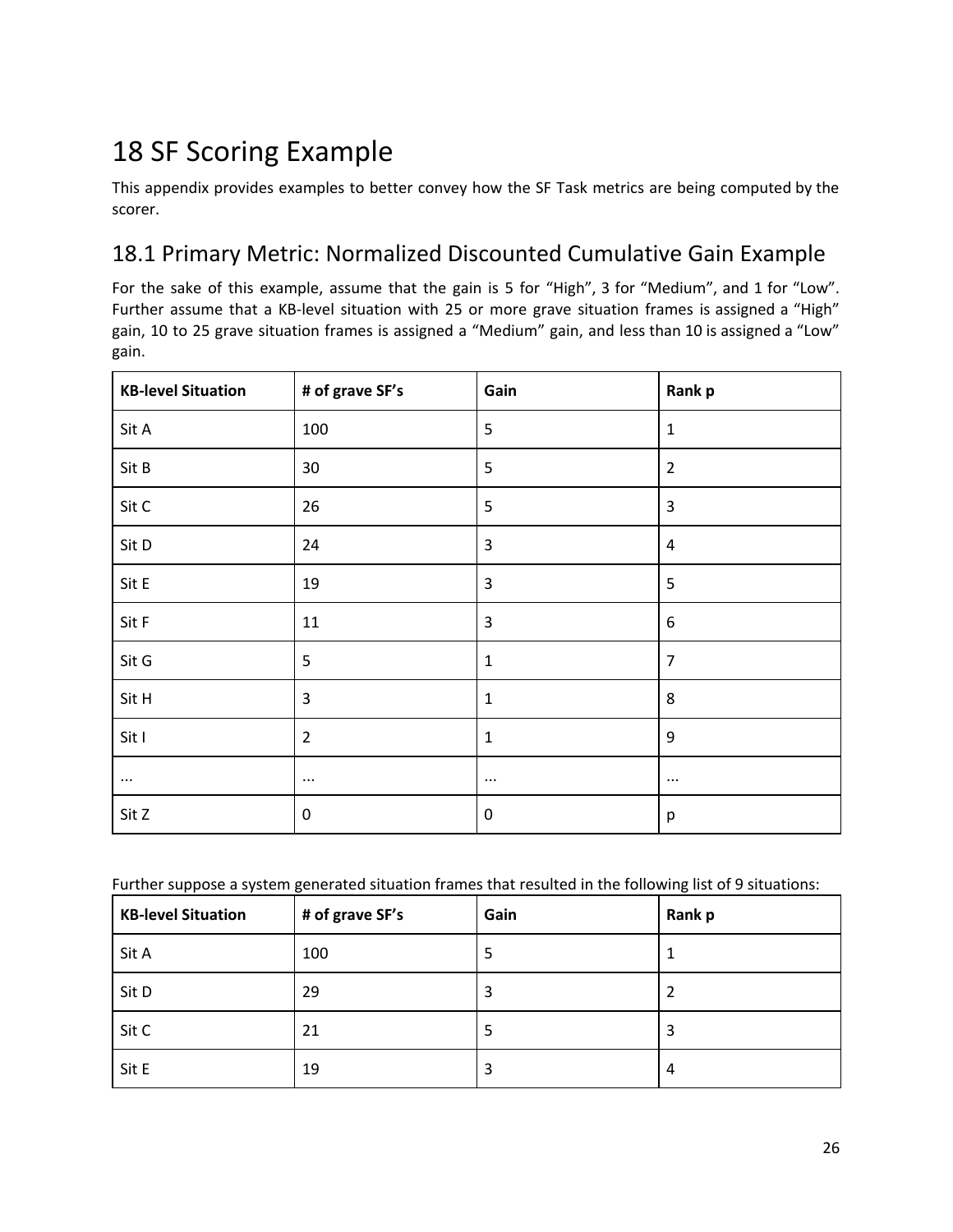# 18 SF Scoring Example

This appendix provides examples to better convey how the SF Task metrics are being computed by the scorer.

## 18.1 Primary Metric: Normalized Discounted Cumulative Gain Example

For the sake of this example, assume that the gain is 5 for “High”, 3 for “Medium”, and 1 for “Low”. Further assume that a KB-level situation with 25 or more grave situation frames is assigned a “High” gain, 10 to 25 grave situation frames is assigned a “Medium” gain, and less than 10 is assigned a “Low” gain.

| KB-level Situation | # of grave SF’s | Gain | Rank p |
|---|---|---|---|
| Sit A | 100 | 5 | 1 |
| Sit B | 30 | 5 | 2 |
| Sit C | 26 | 5 | 3 |
| Sit D | 24 | 3 | 4 |
| Sit E | 19 | 3 | 5 |
| Sit F | 11 | 3 | 6 |
| Sit G | 5 | 1 | 7 |
| Sit H | 3 | 1 | 8 |
| Sit I | 2 | 1 | 9 |
| ... | ... | ... | ... |
| Sit Z | 0 | 0 | p |

Further suppose a system generated situation frames that resulted in the following list of 9 situations:

| KB-level Situation | # of grave SF’s | Gain | Rank p |
|---|---|---|---|
| Sit A | 100 | 5 | 1 |
| Sit D | 29 | 3 | 2 |
| Sit C | 21 | 5 | 3 |
| Sit E | 19 | 3 | 4 |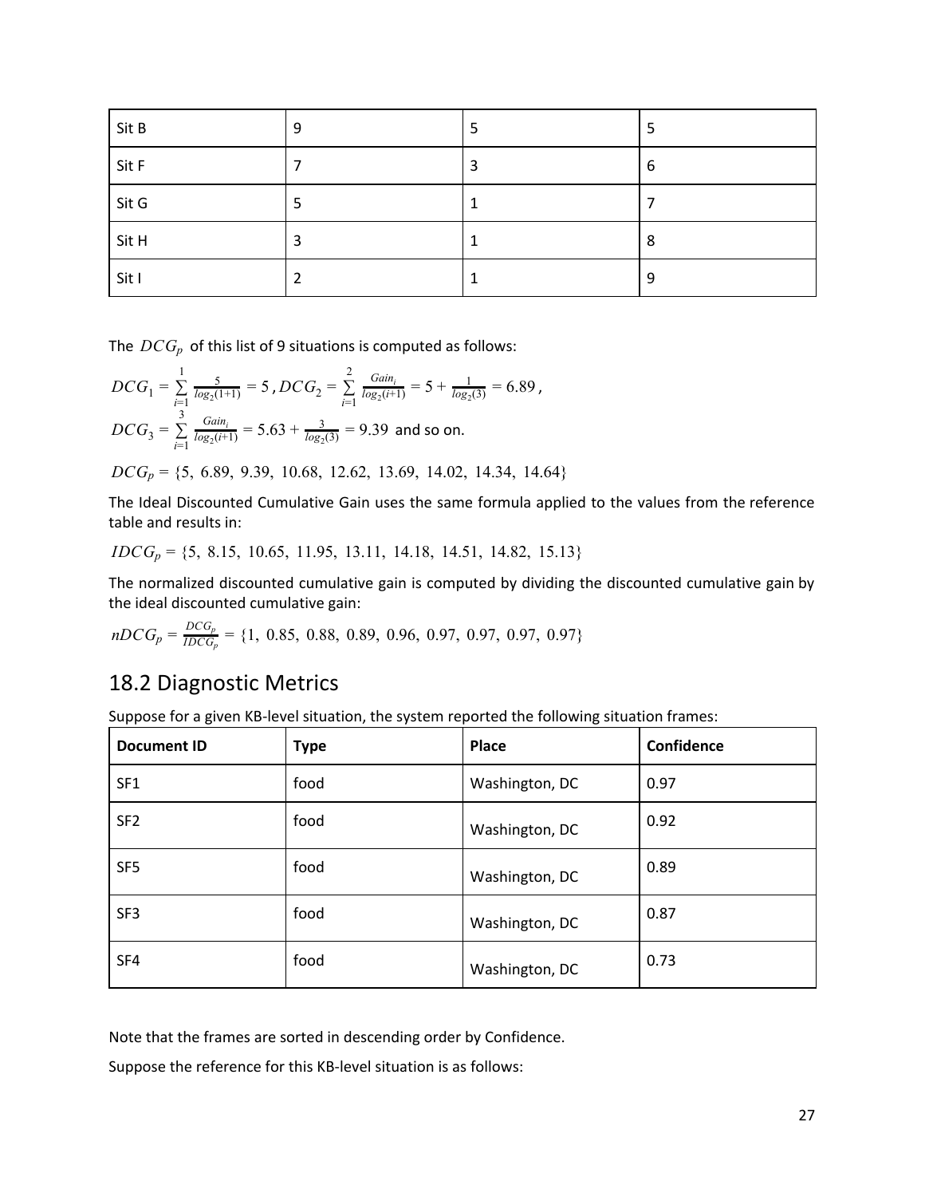| Sit B | 9 | 5 | 5 |
|---|---|---|---|
| Sit F | 7 | 3 | 6 |
| Sit G | 5 | 1 | 7 |
| Sit H | 3 | 1 | 8 |
| Sit I | 2 | 1 | 9 |

The $DCG_p$ of this list of 9 situations is computed as follows:

$DCG_1 = \sum_{i=1}^{1} \frac{5}{log_2(1+1)} = 5$, $DCG_2 = \sum_{i=1}^{2} \frac{Gain_i}{log_2(i+1)} = 5 + \frac{1}{log_2(3)} = 6.89$,
$DCG_3 = \sum_{i=1}^{3} \frac{Gain_i}{log_2(i+1)} = 5.63 + \frac{3}{log_2(3)} = 9.39$ and so on.

$DCG_p = \{5,\ 6.89,\ 9.39,\ 10.68,\ 12.62,\ 13.69,\ 14.02,\ 14.34,\ 14.64\}$

The Ideal Discounted Cumulative Gain uses the same formula applied to the values from the reference table and results in:

$IDCG_p = \{5,\ 8.15,\ 10.65,\ 11.95,\ 13.11,\ 14.18,\ 14.51,\ 14.82,\ 15.13\}$

The normalized discounted cumulative gain is computed by dividing the discounted cumulative gain by the ideal discounted cumulative gain:

$nDCG_p = \frac{DCG_p}{IDCG_p} = \{1,\ 0.85,\ 0.88,\ 0.89,\ 0.96,\ 0.97,\ 0.97,\ 0.97,\ 0.97\}$

## 18.2 Diagnostic Metrics

Suppose for a given KB-level situation, the system reported the following situation frames:

| **Document ID** | **Type** | **Place** | **Confidence** |
|---|---|---|---|
| SF1 | food | Washington, DC | 0.97 |
| SF2 | food | Washington, DC | 0.92 |
| SF5 | food | Washington, DC | 0.89 |
| SF3 | food | Washington, DC | 0.87 |
| SF4 | food | Washington, DC | 0.73 |

Note that the frames are sorted in descending order by Confidence.

Suppose the reference for this KB-level situation is as follows: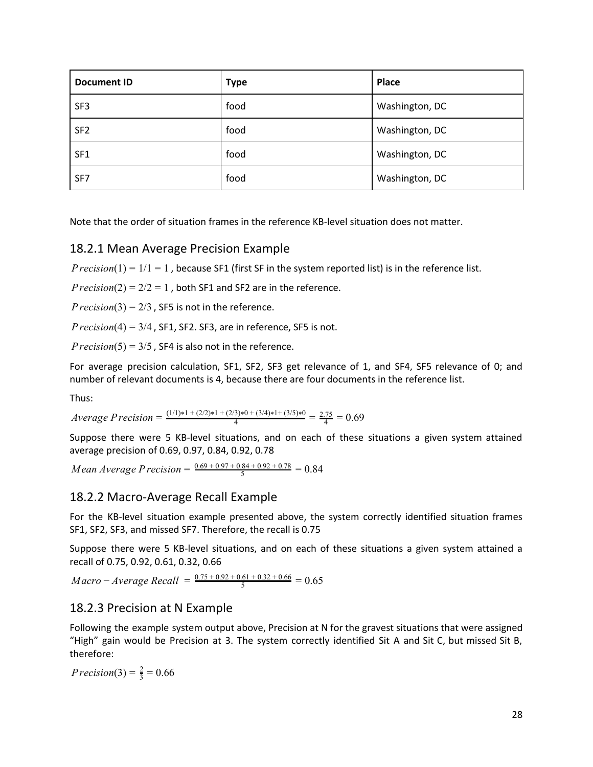| Document ID | Type | Place |
|---|---|---|
| SF3 | food | Washington, DC |
| SF2 | food | Washington, DC |
| SF1 | food | Washington, DC |
| SF7 | food | Washington, DC |

Note that the order of situation frames in the reference KB-level situation does not matter.

### 18.2.1 Mean Average Precision Example

$Precision(1) = 1/1 = 1$ , because SF1 (first SF in the system reported list) is in the reference list.

$Precision(2) = 2/2 = 1$ , both SF1 and SF2 are in the reference.

$Precision(3) = 2/3$ , SF5 is not in the reference.

$Precision(4) = 3/4$ , SF1, SF2. SF3, are in reference, SF5 is not.

$Precision(5) = 3/5$ , SF4 is also not in the reference.

For average precision calculation, SF1, SF2, SF3 get relevance of 1, and SF4, SF5 relevance of 0; and number of relevant documents is 4, because there are four documents in the reference list.

Thus:

$$Average\ Precision = \frac{(1/1)*1 + (2/2)*1 + (2/3)*0 + (3/4)*1 + (3/5)*0}{4} = \frac{2.75}{4} = 0.69$$

Suppose there were 5 KB-level situations, and on each of these situations a given system attained average precision of 0.69, 0.97, 0.84, 0.92, 0.78

$$Mean\ Average\ Precision = \frac{0.69 + 0.97 + 0.84 + 0.92 + 0.78}{5} = 0.84$$

### 18.2.2 Macro-Average Recall Example

For the KB-level situation example presented above, the system correctly identified situation frames SF1, SF2, SF3, and missed SF7. Therefore, the recall is 0.75

Suppose there were 5 KB-level situations, and on each of these situations a given system attained a recall of 0.75, 0.92, 0.61, 0.32, 0.66

$$Macro-Average\ Recall = \frac{0.75 + 0.92 + 0.61 + 0.32 + 0.66}{5} = 0.65$$

### 18.2.3 Precision at N Example

Following the example system output above, Precision at N for the gravest situations that were assigned "High" gain would be Precision at 3. The system correctly identified Sit A and Sit C, but missed Sit B, therefore:

$$Precision(3) = \frac{2}{3} = 0.66$$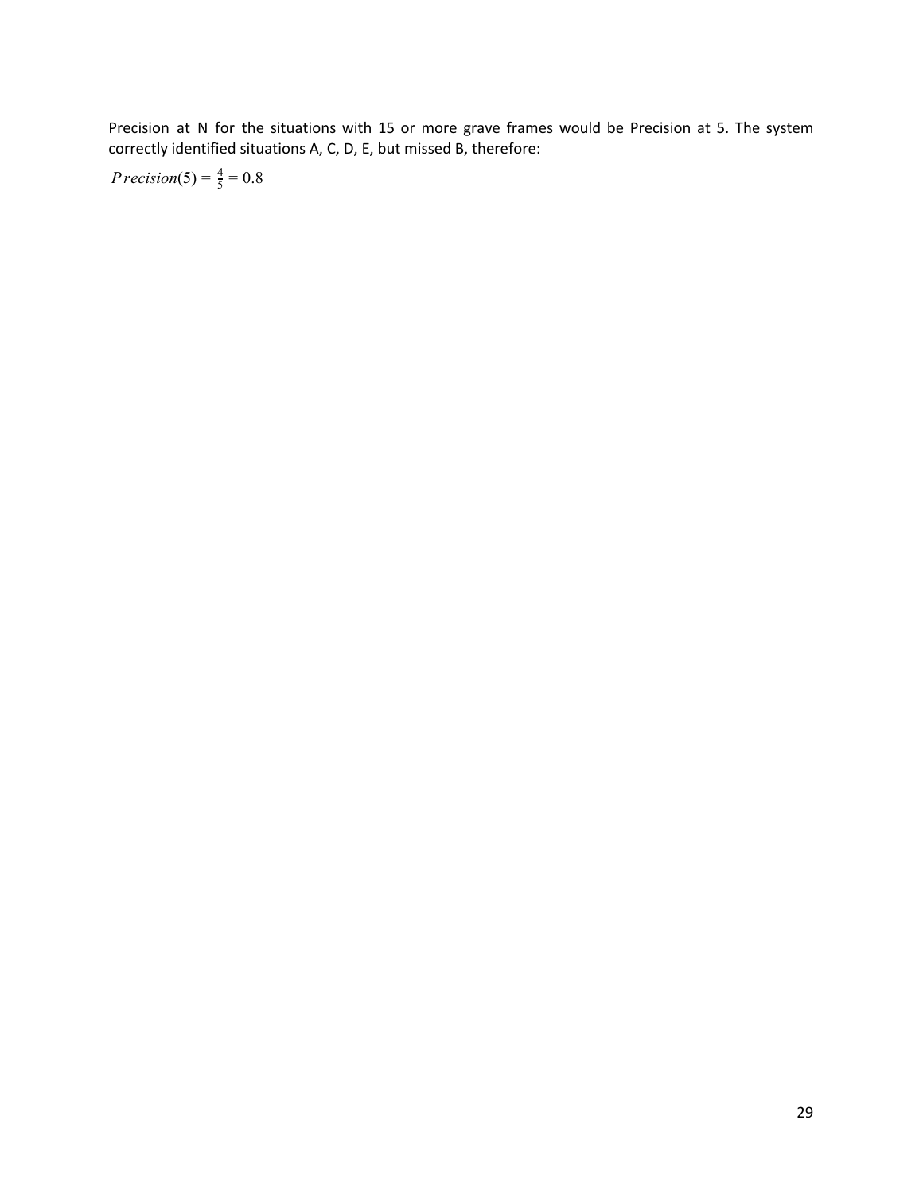Precision at N for the situations with 15 or more grave frames would be Precision at 5. The system correctly identified situations A, C, D, E, but missed B, therefore:

$Precision(5) = \frac{4}{5} = 0.8$